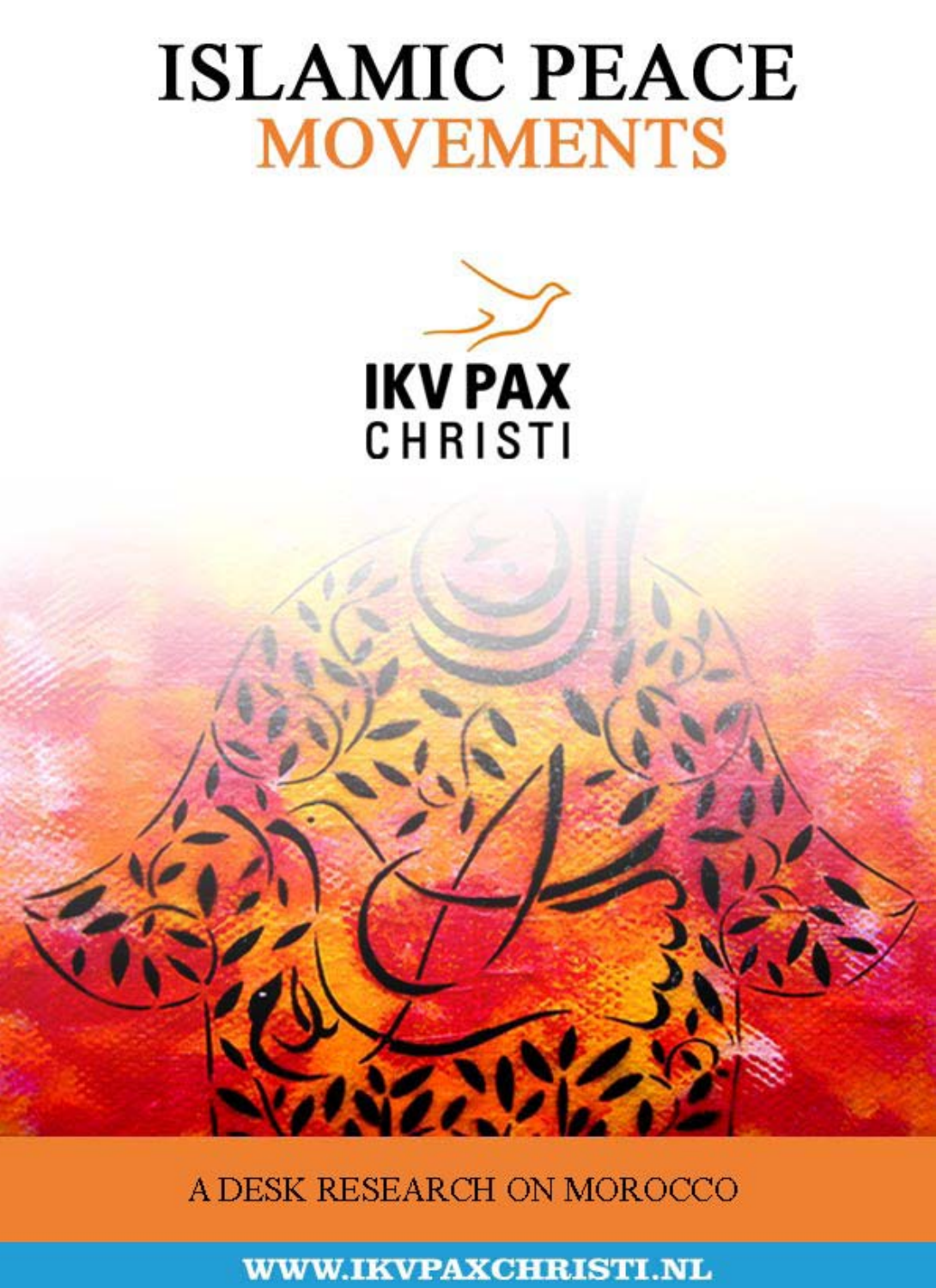# ISLAMIC PEACE MOVEMENTS

IKV PAX CHRISTI

A DESK RESEARCH ON MOROCCO

WWW.IKVPAXCHRISTI.NL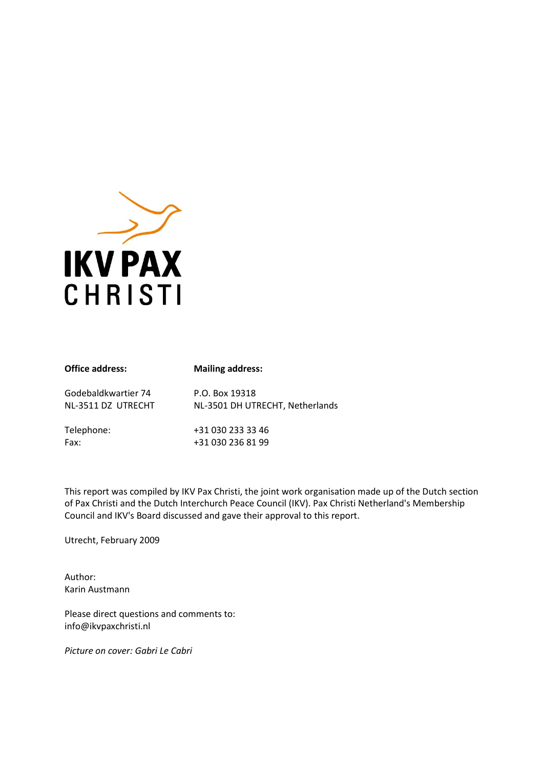IKV PAX CHRISTI

| | |
|---|---|
| **Office address:** | **Mailing address:** |
| Godebaldkwartier 74 | P.O. Box 19318 |
| NL-3511 DZ UTRECHT | NL-3501 DH UTRECHT, Netherlands |
| Telephone: | +31 030 233 33 46 |
| Fax: | +31 030 236 81 99 |

This report was compiled by IKV Pax Christi, the joint work organisation made up of the Dutch section of Pax Christi and the Dutch Interchurch Peace Council (IKV). Pax Christi Netherland's Membership Council and IKV's Board discussed and gave their approval to this report.

Utrecht, February 2009

Author:
Karin Austmann

Please direct questions and comments to:
info@ikvpaxchristi.nl

*Picture on cover: Gabri Le Cabri*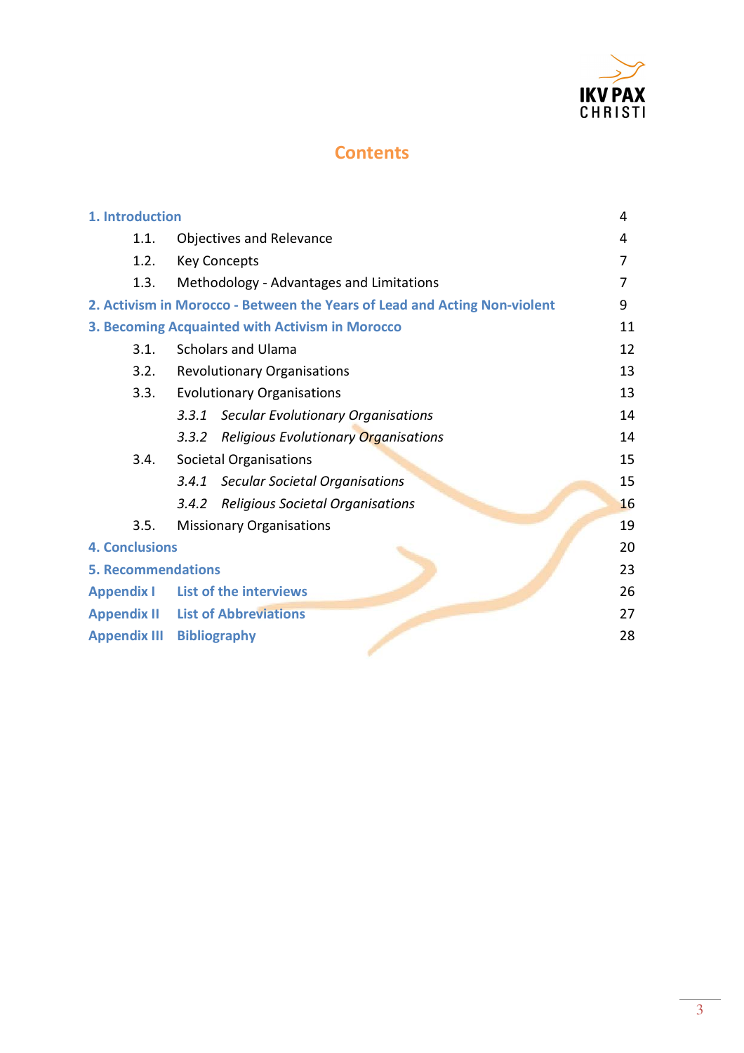# Contents

| | | |
|---|---|---|
| **1. Introduction** | | 4 |
| 1.1. | Objectives and Relevance | 4 |
| 1.2. | Key Concepts | 7 |
| 1.3. | Methodology - Advantages and Limitations | 7 |
| **2. Activism in Morocco - Between the Years of Lead and Acting Non-violent** | | 9 |
| **3. Becoming Acquainted with Activism in Morocco** | | 11 |
| 3.1. | Scholars and Ulama | 12 |
| 3.2. | Revolutionary Organisations | 13 |
| 3.3. | Evolutionary Organisations | 13 |
| | *3.3.1 Secular Evolutionary Organisations* | 14 |
| | *3.3.2 Religious Evolutionary Organisations* | 14 |
| 3.4. | Societal Organisations | 15 |
| | *3.4.1 Secular Societal Organisations* | 15 |
| | *3.4.2 Religious Societal Organisations* | 16 |
| 3.5. | Missionary Organisations | 19 |
| **4. Conclusions** | | 20 |
| **5. Recommendations** | | 23 |
| **Appendix I** | **List of the interviews** | 26 |
| **Appendix II** | **List of Abbreviations** | 27 |
| **Appendix III** | **Bibliography** | 28 |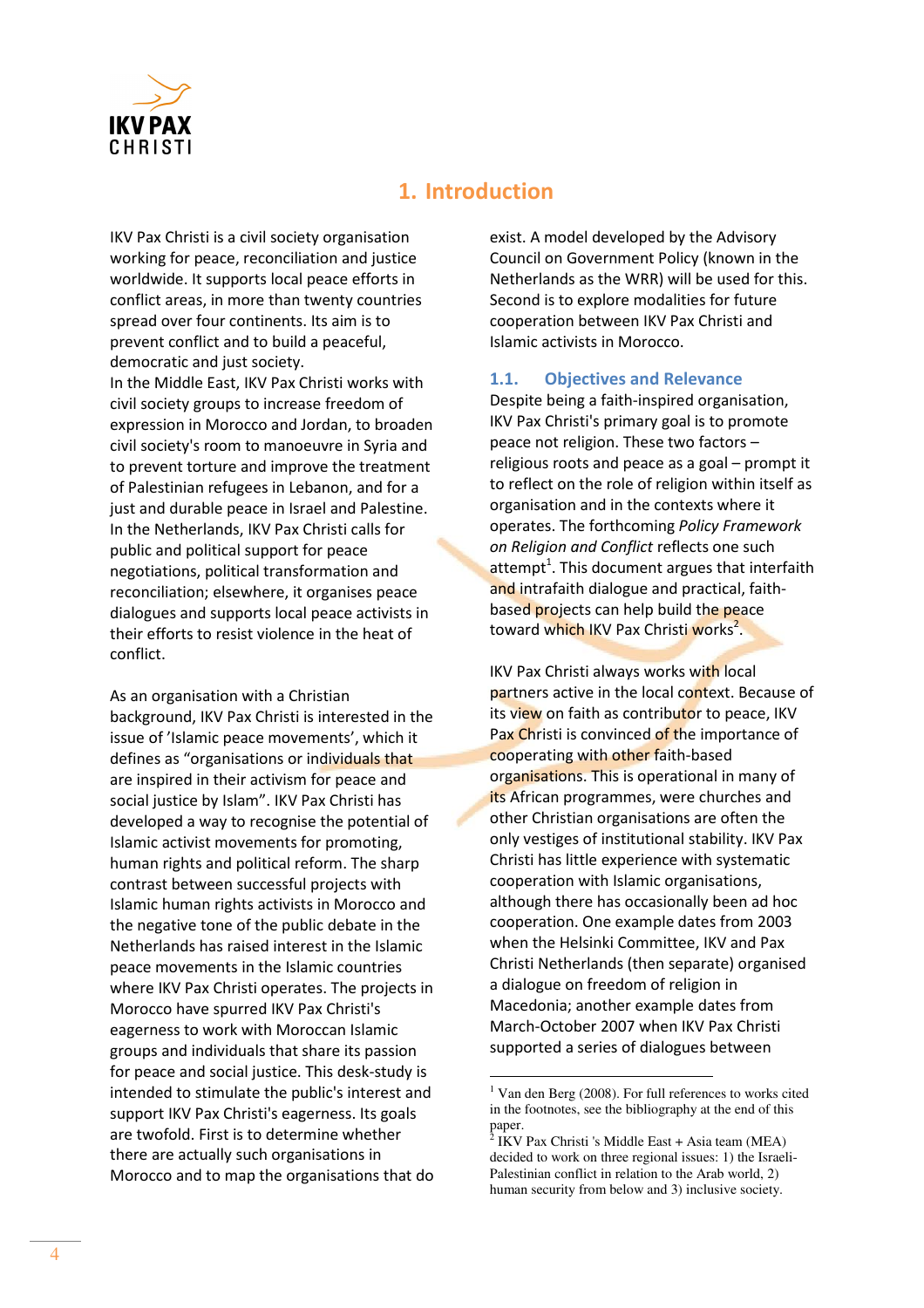# 1. Introduction

IKV Pax Christi is a civil society organisation working for peace, reconciliation and justice worldwide. It supports local peace efforts in conflict areas, in more than twenty countries spread over four continents. Its aim is to prevent conflict and to build a peaceful, democratic and just society.
In the Middle East, IKV Pax Christi works with civil society groups to increase freedom of expression in Morocco and Jordan, to broaden civil society's room to manoeuvre in Syria and to prevent torture and improve the treatment of Palestinian refugees in Lebanon, and for a just and durable peace in Israel and Palestine. In the Netherlands, IKV Pax Christi calls for public and political support for peace negotiations, political transformation and reconciliation; elsewhere, it organises peace dialogues and supports local peace activists in their efforts to resist violence in the heat of conflict.

As an organisation with a Christian background, IKV Pax Christi is interested in the issue of 'Islamic peace movements', which it defines as "organisations or individuals that are inspired in their activism for peace and social justice by Islam". IKV Pax Christi has developed a way to recognise the potential of Islamic activist movements for promoting, human rights and political reform. The sharp contrast between successful projects with Islamic human rights activists in Morocco and the negative tone of the public debate in the Netherlands has raised interest in the Islamic peace movements in the Islamic countries where IKV Pax Christi operates. The projects in Morocco have spurred IKV Pax Christi's eagerness to work with Moroccan Islamic groups and individuals that share its passion for peace and social justice. This desk-study is intended to stimulate the public's interest and support IKV Pax Christi's eagerness. Its goals are twofold. First is to determine whether there are actually such organisations in Morocco and to map the organisations that do exist. A model developed by the Advisory Council on Government Policy (known in the Netherlands as the WRR) will be used for this. Second is to explore modalities for future cooperation between IKV Pax Christi and Islamic activists in Morocco.

## 1.1. Objectives and Relevance

Despite being a faith-inspired organisation, IKV Pax Christi's primary goal is to promote peace not religion. These two factors – religious roots and peace as a goal – prompt it to reflect on the role of religion within itself as organisation and in the contexts where it operates. The forthcoming *Policy Framework on Religion and Conflict* reflects one such attempt[1]. This document argues that interfaith and intrafaith dialogue and practical, faith-based projects can help build the peace toward which IKV Pax Christi works[2].

IKV Pax Christi always works with local partners active in the local context. Because of its view on faith as contributor to peace, IKV Pax Christi is convinced of the importance of cooperating with other faith-based organisations. This is operational in many of its African programmes, were churches and other Christian organisations are often the only vestiges of institutional stability. IKV Pax Christi has little experience with systematic cooperation with Islamic organisations, although there has occasionally been ad hoc cooperation. One example dates from 2003 when the Helsinki Committee, IKV and Pax Christi Netherlands (then separate) organised a dialogue on freedom of religion in Macedonia; another example dates from March-October 2007 when IKV Pax Christi supported a series of dialogues between

---

[1] Van den Berg (2008). For full references to works cited in the footnotes, see the bibliography at the end of this paper.

[2] IKV Pax Christi 's Middle East + Asia team (MEA) decided to work on three regional issues: 1) the Israeli-Palestinian conflict in relation to the Arab world, 2) human security from below and 3) inclusive society.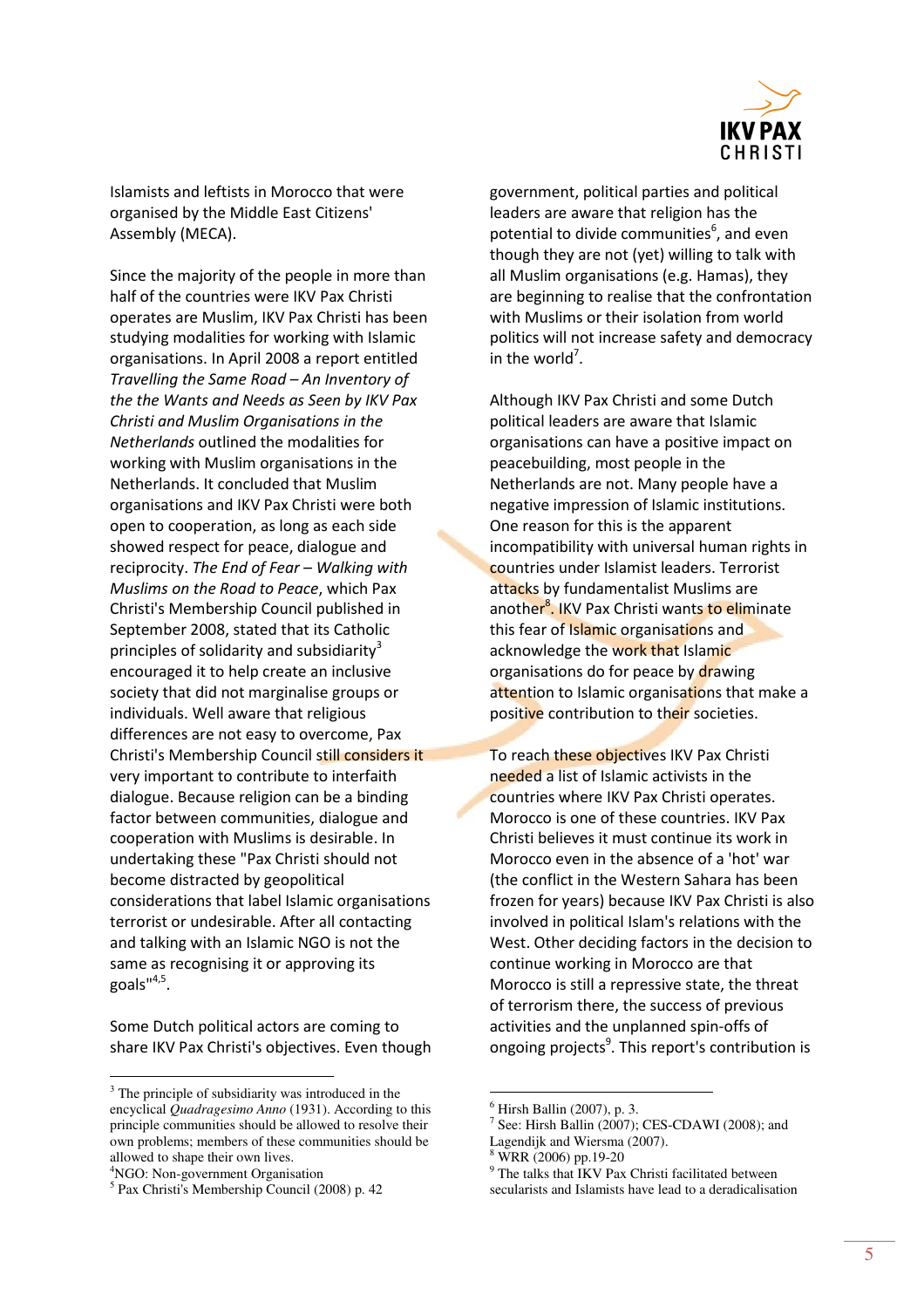Islamists and leftists in Morocco that were organised by the Middle East Citizens' Assembly (MECA).

Since the majority of the people in more than half of the countries were IKV Pax Christi operates are Muslim, IKV Pax Christi has been studying modalities for working with Islamic organisations. In April 2008 a report entitled *Travelling the Same Road – An Inventory of the the Wants and Needs as Seen by IKV Pax Christi and Muslim Organisations in the Netherlands* outlined the modalities for working with Muslim organisations in the Netherlands. It concluded that Muslim organisations and IKV Pax Christi were both open to cooperation, as long as each side showed respect for peace, dialogue and reciprocity. *The End of Fear – Walking with Muslims on the Road to Peace*, which Pax Christi's Membership Council published in September 2008, stated that its Catholic principles of solidarity and subsidiarity[3] encouraged it to help create an inclusive society that did not marginalise groups or individuals. Well aware that religious differences are not easy to overcome, Pax Christi's Membership Council still considers it very important to contribute to interfaith dialogue. Because religion can be a binding factor between communities, dialogue and cooperation with Muslims is desirable. In undertaking these "Pax Christi should not become distracted by geopolitical considerations that label Islamic organisations terrorist or undesirable. After all contacting and talking with an Islamic NGO is not the same as recognising it or approving its goals"[4,5].

Some Dutch political actors are coming to share IKV Pax Christi's objectives. Even though government, political parties and political leaders are aware that religion has the potential to divide communities[6], and even though they are not (yet) willing to talk with all Muslim organisations (e.g. Hamas), they are beginning to realise that the confrontation with Muslims or their isolation from world politics will not increase safety and democracy in the world[7].

Although IKV Pax Christi and some Dutch political leaders are aware that Islamic organisations can have a positive impact on peacebuilding, most people in the Netherlands are not. Many people have a negative impression of Islamic institutions. One reason for this is the apparent incompatibility with universal human rights in countries under Islamist leaders. Terrorist attacks by fundamentalist Muslims are another[8]. IKV Pax Christi wants to eliminate this fear of Islamic organisations and acknowledge the work that Islamic organisations do for peace by drawing attention to Islamic organisations that make a positive contribution to their societies.

To reach these objectives IKV Pax Christi needed a list of Islamic activists in the countries where IKV Pax Christi operates. Morocco is one of these countries. IKV Pax Christi believes it must continue its work in Morocco even in the absence of a 'hot' war (the conflict in the Western Sahara has been frozen for years) because IKV Pax Christi is also involved in political Islam's relations with the West. Other deciding factors in the decision to continue working in Morocco are that Morocco is still a repressive state, the threat of terrorism there, the success of previous activities and the unplanned spin-offs of ongoing projects[9]. This report's contribution is

---

[3] The principle of subsidiarity was introduced in the encyclical *Quadragesimo Anno* (1931). According to this principle communities should be allowed to resolve their own problems; members of these communities should be allowed to shape their own lives.

[4] NGO: Non-government Organisation

[5] Pax Christi's Membership Council (2008) p. 42

[6] Hirsh Ballin (2007), p. 3.

[7] See: Hirsh Ballin (2007); CES-CDAWI (2008); and Lagendijk and Wiersma (2007).

[8] WRR (2006) pp.19-20

[9] The talks that IKV Pax Christi facilitated between secularists and Islamists have lead to a deradicalisation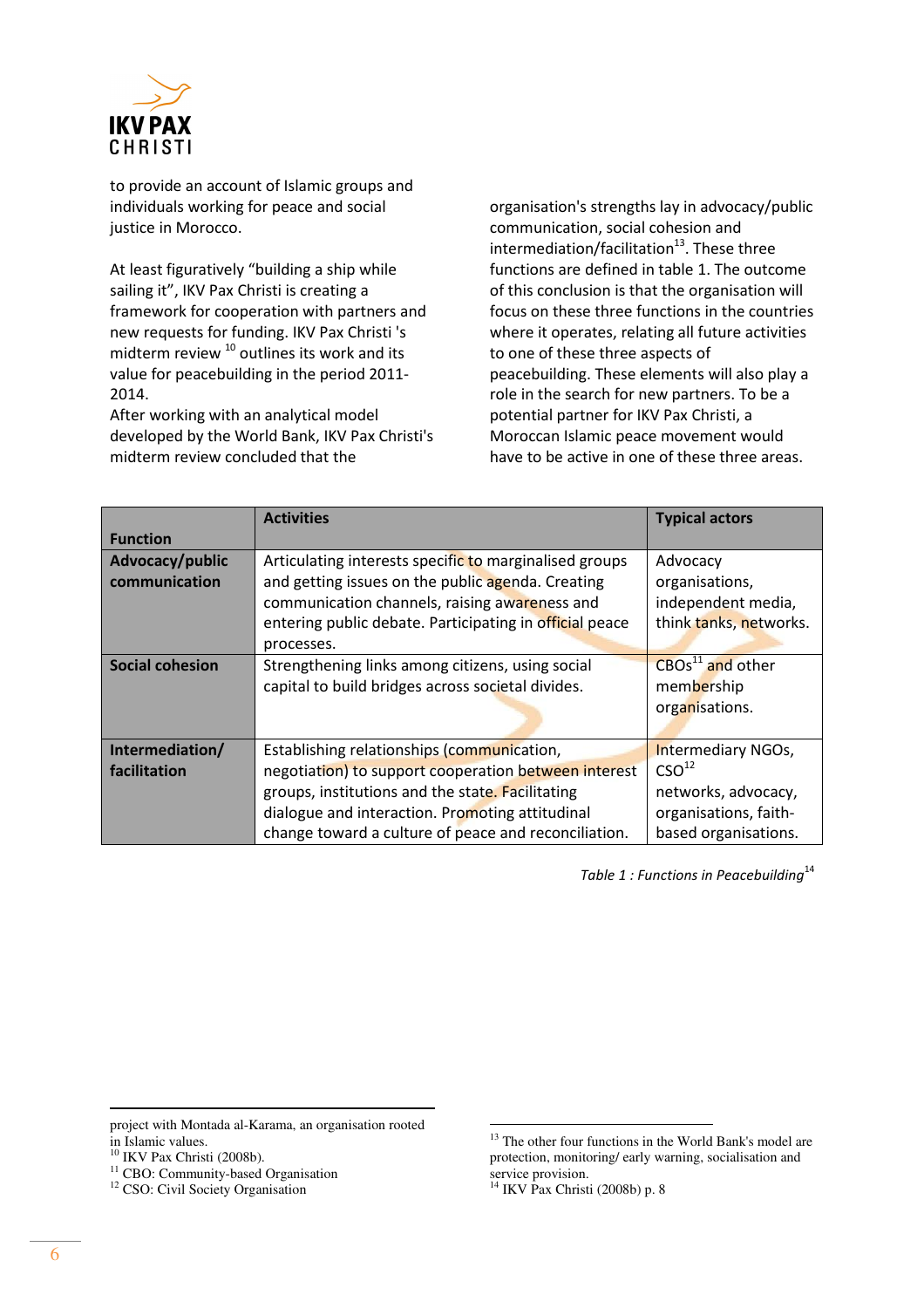to provide an account of Islamic groups and individuals working for peace and social justice in Morocco.

At least figuratively "building a ship while sailing it", IKV Pax Christi is creating a framework for cooperation with partners and new requests for funding. IKV Pax Christi 's midterm review [10] outlines its work and its value for peacebuilding in the period 2011-2014.
After working with an analytical model developed by the World Bank, IKV Pax Christi's midterm review concluded that the organisation's strengths lay in advocacy/public communication, social cohesion and intermediation/facilitation[13]. These three functions are defined in table 1. The outcome of this conclusion is that the organisation will focus on these three functions in the countries where it operates, relating all future activities to one of these three aspects of peacebuilding. These elements will also play a role in the search for new partners. To be a potential partner for IKV Pax Christi, a Moroccan Islamic peace movement would have to be active in one of these three areas.

| Function | Activities | Typical actors |
| --- | --- | --- |
| **Advocacy/public communication** | Articulating interests specific to marginalised groups and getting issues on the public agenda. Creating communication channels, raising awareness and entering public debate. Participating in official peace processes. | Advocacy organisations, independent media, think tanks, networks. |
| **Social cohesion** | Strengthening links among citizens, using social capital to build bridges across societal divides. | CBOs[11] and other membership organisations. |
| **Intermediation/ facilitation** | Establishing relationships (communication, negotiation) to support cooperation between interest groups, institutions and the state. Facilitating dialogue and interaction. Promoting attitudinal change toward a culture of peace and reconciliation. | Intermediary NGOs, CSO[12] networks, advocacy, organisations, faith-based organisations. |

*Table 1 : Functions in Peacebuilding*[14]

project with Montada al-Karama, an organisation rooted in Islamic values.

[10] IKV Pax Christi (2008b).

[11] CBO: Community-based Organisation

[12] CSO: Civil Society Organisation

[13] The other four functions in the World Bank's model are protection, monitoring/ early warning, socialisation and service provision.

[14] IKV Pax Christi (2008b) p. 8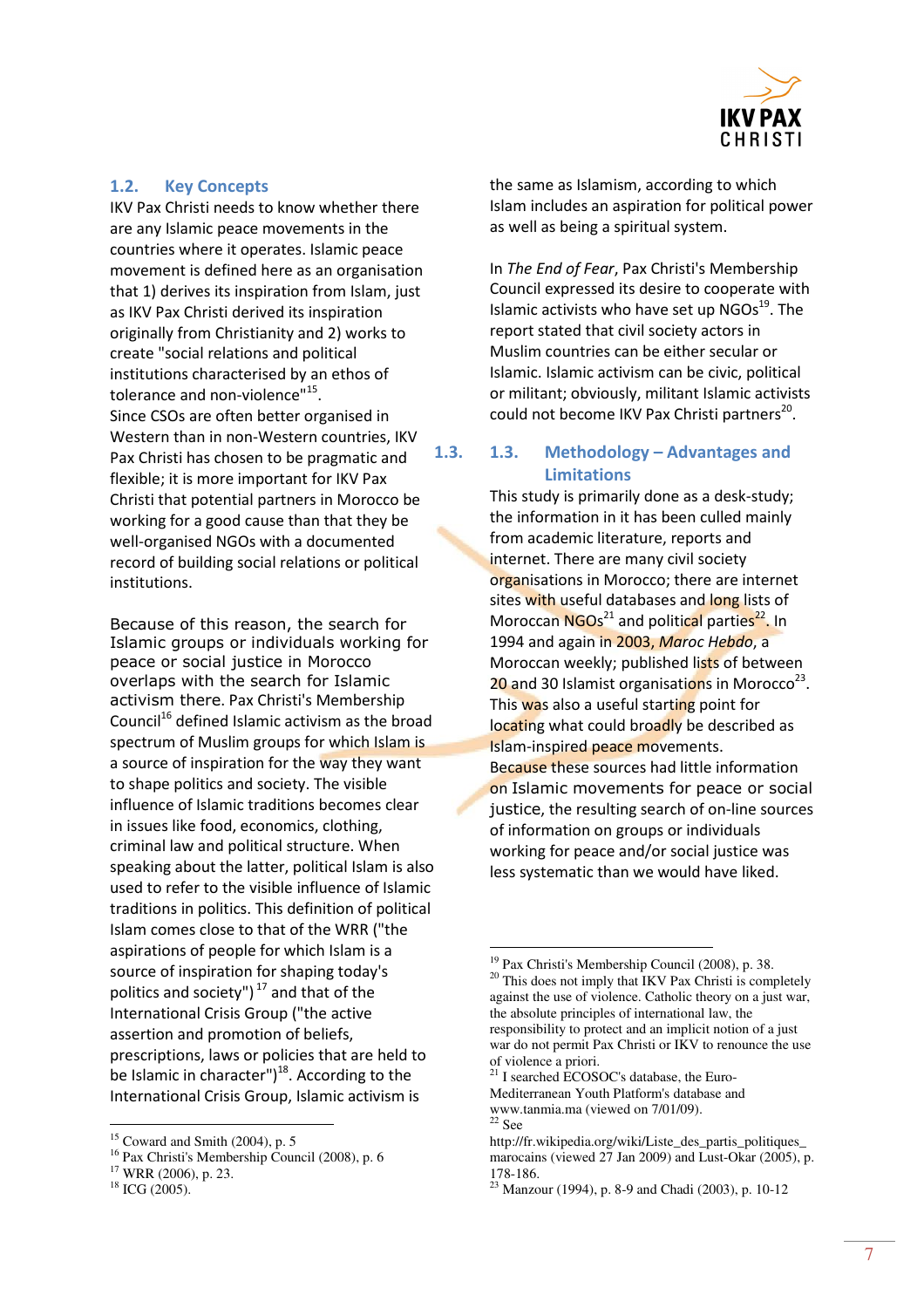## 1.2. Key Concepts

IKV Pax Christi needs to know whether there are any Islamic peace movements in the countries where it operates. Islamic peace movement is defined here as an organisation that 1) derives its inspiration from Islam, just as IKV Pax Christi derived its inspiration originally from Christianity and 2) works to create "social relations and political institutions characterised by an ethos of tolerance and non-violence"[15].
Since CSOs are often better organised in Western than in non-Western countries, IKV Pax Christi has chosen to be pragmatic and flexible; it is more important for IKV Pax Christi that potential partners in Morocco be working for a good cause than that they be well-organised NGOs with a documented record of building social relations or political institutions.

Because of this reason, the search for Islamic groups or individuals working for peace or social justice in Morocco overlaps with the search for Islamic activism there. Pax Christi's Membership Council[16] defined Islamic activism as the broad spectrum of Muslim groups for which Islam is a source of inspiration for the way they want to shape politics and society. The visible influence of Islamic traditions becomes clear in issues like food, economics, clothing, criminal law and political structure. When speaking about the latter, political Islam is also used to refer to the visible influence of Islamic traditions in politics. This definition of political Islam comes close to that of the WRR ("the aspirations of people for which Islam is a source of inspiration for shaping today's politics and society")[17] and that of the International Crisis Group ("the active assertion and promotion of beliefs, prescriptions, laws or policies that are held to be Islamic in character")[18]. According to the International Crisis Group, Islamic activism is the same as Islamism, according to which Islam includes an aspiration for political power as well as being a spiritual system.

In *The End of Fear*, Pax Christi's Membership Council expressed its desire to cooperate with Islamic activists who have set up NGOs[19]. The report stated that civil society actors in Muslim countries can be either secular or Islamic. Islamic activism can be civic, political or militant; obviously, militant Islamic activists could not become IKV Pax Christi partners[20].

## 1.3. Methodology – Advantages and Limitations

This study is primarily done as a desk-study; the information in it has been culled mainly from academic literature, reports and internet. There are many civil society organisations in Morocco; there are internet sites with useful databases and long lists of Moroccan NGOs[21] and political parties[22]. In 1994 and again in 2003, *Maroc Hebdo*, a Moroccan weekly; published lists of between 20 and 30 Islamist organisations in Morocco[23]. This was also a useful starting point for locating what could broadly be described as Islam-inspired peace movements.
Because these sources had little information on Islamic movements for peace or social justice, the resulting search of on-line sources of information on groups or individuals working for peace and/or social justice was less systematic than we would have liked.

---

[15] Coward and Smith (2004), p. 5
[16] Pax Christi's Membership Council (2008), p. 6
[17] WRR (2006), p. 23.
[18] ICG (2005).
[19] Pax Christi's Membership Council (2008), p. 38.
[20] This does not imply that IKV Pax Christi is completely against the use of violence. Catholic theory on a just war, the absolute principles of international law, the responsibility to protect and an implicit notion of a just war do not permit Pax Christi or IKV to renounce the use of violence a priori.
[21] I searched ECOSOC's database, the Euro-Mediterranean Youth Platform's database and www.tanmia.ma (viewed on 7/01/09).
[22] See http://fr.wikipedia.org/wiki/Liste_des_partis_politiques_marocains (viewed 27 Jan 2009) and Lust-Okar (2005), p. 178-186.
[23] Manzour (1994), p. 8-9 and Chadi (2003), p. 10-12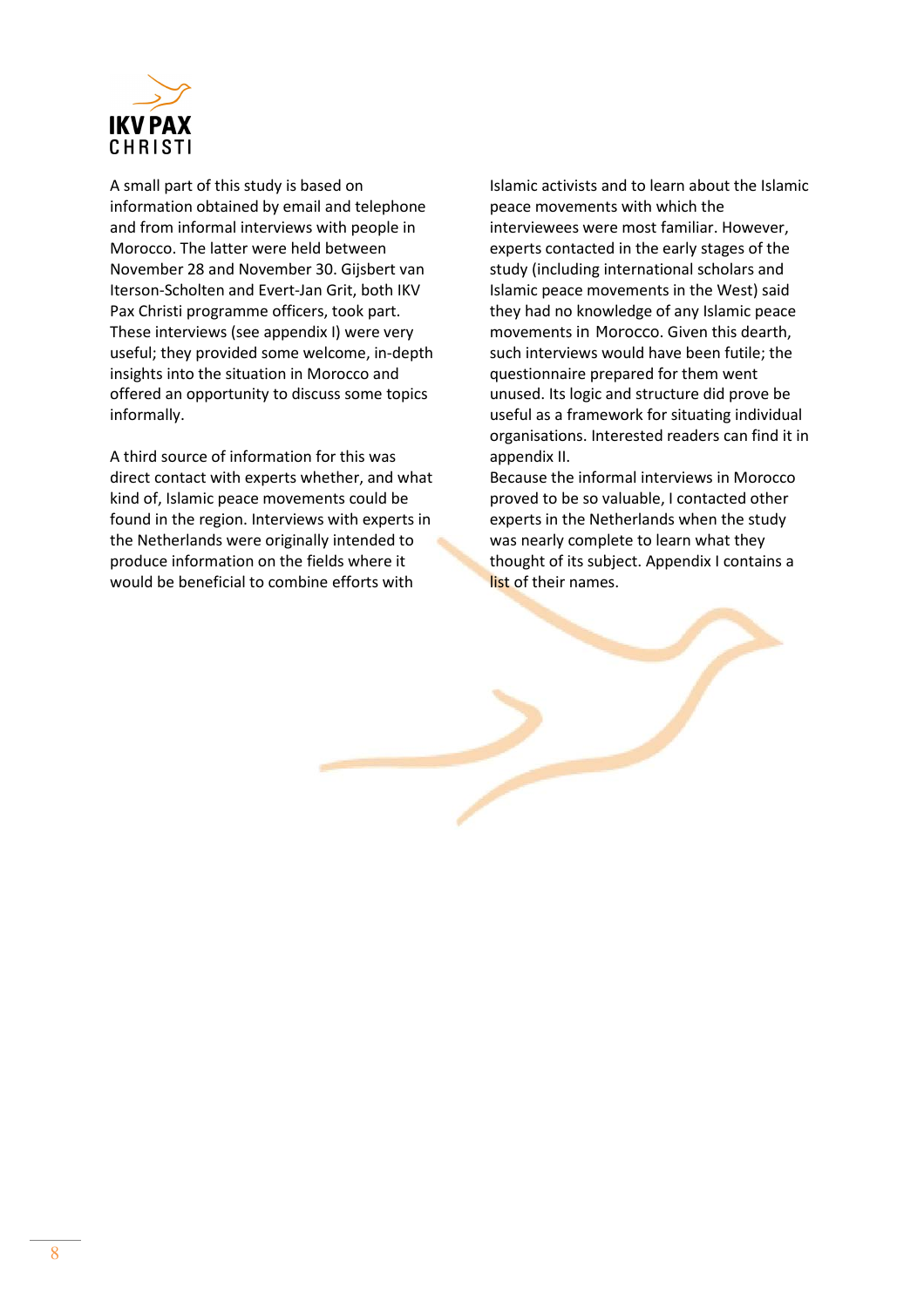A small part of this study is based on information obtained by email and telephone and from informal interviews with people in Morocco. The latter were held between November 28 and November 30. Gijsbert van Iterson-Scholten and Evert-Jan Grit, both IKV Pax Christi programme officers, took part. These interviews (see appendix I) were very useful; they provided some welcome, in-depth insights into the situation in Morocco and offered an opportunity to discuss some topics informally.

A third source of information for this was direct contact with experts whether, and what kind of, Islamic peace movements could be found in the region. Interviews with experts in the Netherlands were originally intended to produce information on the fields where it would be beneficial to combine efforts with Islamic activists and to learn about the Islamic peace movements with which the interviewees were most familiar. However, experts contacted in the early stages of the study (including international scholars and Islamic peace movements in the West) said they had no knowledge of any Islamic peace movements in Morocco. Given this dearth, such interviews would have been futile; the questionnaire prepared for them went unused. Its logic and structure did prove be useful as a framework for situating individual organisations. Interested readers can find it in appendix II.

Because the informal interviews in Morocco proved to be so valuable, I contacted other experts in the Netherlands when the study was nearly complete to learn what they thought of its subject. Appendix I contains a list of their names.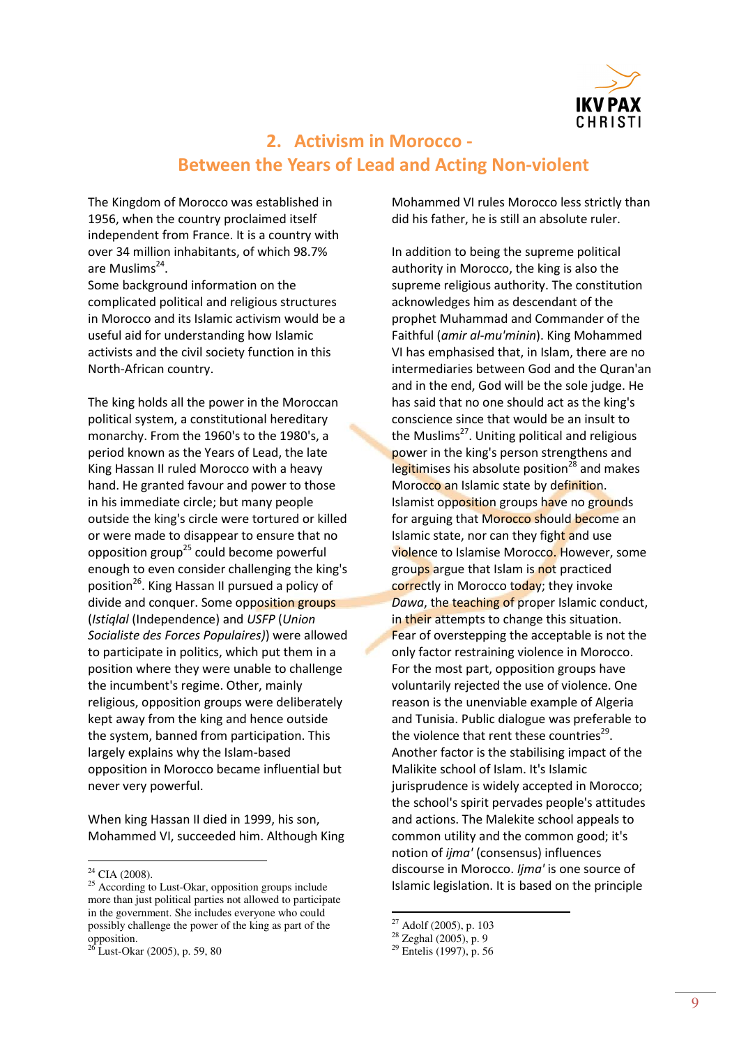## 2. Activism in Morocco - Between the Years of Lead and Acting Non-violent

The Kingdom of Morocco was established in 1956, when the country proclaimed itself independent from France. It is a country with over 34 million inhabitants, of which 98.7% are Muslims[24].
Some background information on the complicated political and religious structures in Morocco and its Islamic activism would be a useful aid for understanding how Islamic activists and the civil society function in this North-African country.

The king holds all the power in the Moroccan political system, a constitutional hereditary monarchy. From the 1960's to the 1980's, a period known as the Years of Lead, the late King Hassan II ruled Morocco with a heavy hand. He granted favour and power to those in his immediate circle; but many people outside the king's circle were tortured or killed or were made to disappear to ensure that no opposition group[25] could become powerful enough to even consider challenging the king's position[26]. King Hassan II pursued a policy of divide and conquer. Some opposition groups (*Istiqlal* (Independence) and *USFP* (*Union Socialiste des Forces Populaires*)) were allowed to participate in politics, which put them in a position where they were unable to challenge the incumbent's regime. Other, mainly religious, opposition groups were deliberately kept away from the king and hence outside the system, banned from participation. This largely explains why the Islam-based opposition in Morocco became influential but never very powerful.

When king Hassan II died in 1999, his son, Mohammed VI, succeeded him. Although King Mohammed VI rules Morocco less strictly than did his father, he is still an absolute ruler.

In addition to being the supreme political authority in Morocco, the king is also the supreme religious authority. The constitution acknowledges him as descendant of the prophet Muhammad and Commander of the Faithful (*amir al-mu'minin*). King Mohammed VI has emphasised that, in Islam, there are no intermediaries between God and the Quran'an and in the end, God will be the sole judge. He has said that no one should act as the king's conscience since that would be an insult to the Muslims[27]. Uniting political and religious power in the king's person strengthens and legitimises his absolute position[28] and makes Morocco an Islamic state by definition. Islamist opposition groups have no grounds for arguing that Morocco should become an Islamic state, nor can they fight and use violence to Islamise Morocco. However, some groups argue that Islam is not practiced correctly in Morocco today; they invoke *Dawa*, the teaching of proper Islamic conduct, in their attempts to change this situation.
Fear of overstepping the acceptable is not the only factor restraining violence in Morocco. For the most part, opposition groups have voluntarily rejected the use of violence. One reason is the unenviable example of Algeria and Tunisia. Public dialogue was preferable to the violence that rent these countries[29].
Another factor is the stabilising impact of the Malikite school of Islam. It's Islamic jurisprudence is widely accepted in Morocco; the school's spirit pervades people's attitudes and actions. The Malekite school appeals to common utility and the common good; it's notion of *ijma'* (consensus) influences discourse in Morocco. *Ijma'* is one source of Islamic legislation. It is based on the principle

---

[24] CIA (2008).
[25] According to Lust-Okar, opposition groups include more than just political parties not allowed to participate in the government. She includes everyone who could possibly challenge the power of the king as part of the opposition.
[26] Lust-Okar (2005), p. 59, 80
[27] Adolf (2005), p. 103
[28] Zeghal (2005), p. 9
[29] Entelis (1997), p. 56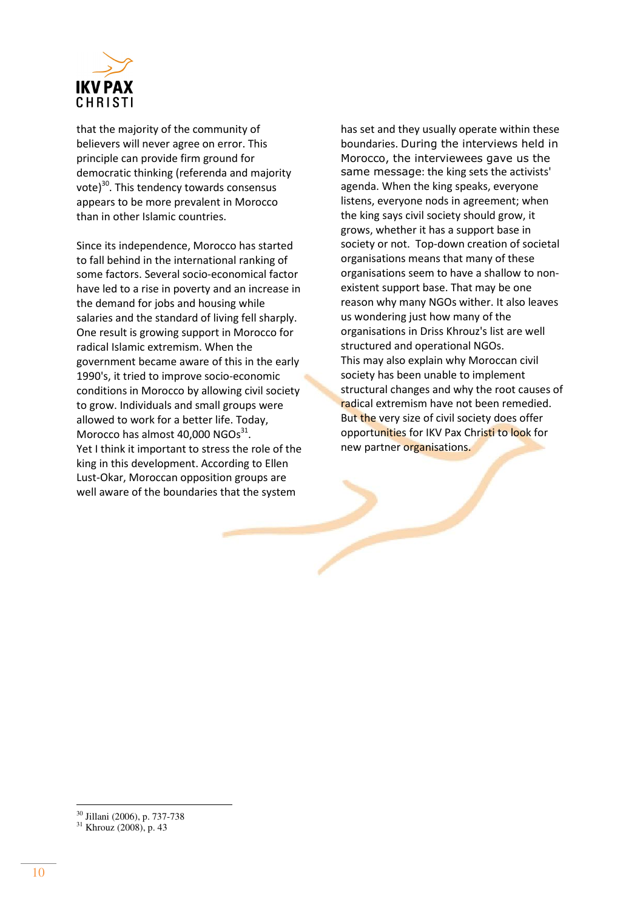that the majority of the community of believers will never agree on error. This principle can provide firm ground for democratic thinking (referenda and majority vote)[30]. This tendency towards consensus appears to be more prevalent in Morocco than in other Islamic countries.

Since its independence, Morocco has started to fall behind in the international ranking of some factors. Several socio-economical factor have led to a rise in poverty and an increase in the demand for jobs and housing while salaries and the standard of living fell sharply. One result is growing support in Morocco for radical Islamic extremism. When the government became aware of this in the early 1990's, it tried to improve socio-economic conditions in Morocco by allowing civil society to grow. Individuals and small groups were allowed to work for a better life. Today, Morocco has almost 40,000 NGOs[31].
Yet I think it important to stress the role of the king in this development. According to Ellen Lust-Okar, Moroccan opposition groups are well aware of the boundaries that the system has set and they usually operate within these boundaries. During the interviews held in Morocco, the interviewees gave us the same message: the king sets the activists' agenda. When the king speaks, everyone listens, everyone nods in agreement; when the king says civil society should grow, it grows, whether it has a support base in society or not. Top-down creation of societal organisations means that many of these organisations seem to have a shallow to non-existent support base. That may be one reason why many NGOs wither. It also leaves us wondering just how many of the organisations in Driss Khrouz's list are well structured and operational NGOs.
This may also explain why Moroccan civil society has been unable to implement structural changes and why the root causes of radical extremism have not been remedied. But the very size of civil society does offer opportunities for IKV Pax Christi to look for new partner organisations.

---

[30] Jillani (2006), p. 737-738
[31] Khrouz (2008), p. 43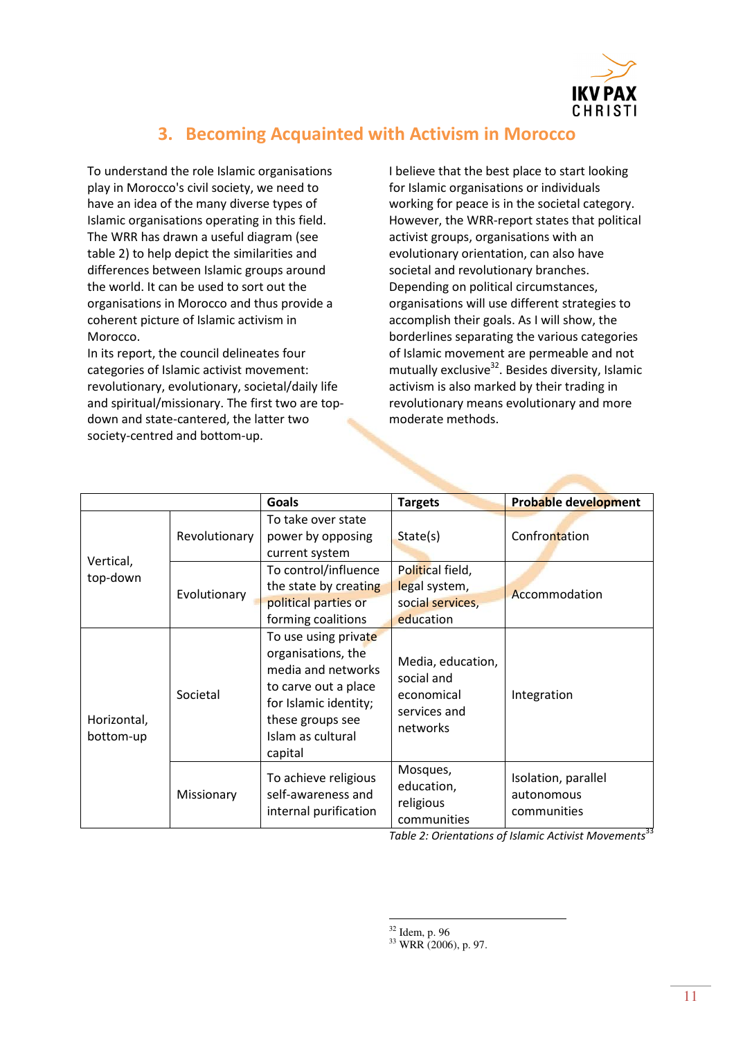## 3. Becoming Acquainted with Activism in Morocco

To understand the role Islamic organisations play in Morocco's civil society, we need to have an idea of the many diverse types of Islamic organisations operating in this field. The WRR has drawn a useful diagram (see table 2) to help depict the similarities and differences between Islamic groups around the world. It can be used to sort out the organisations in Morocco and thus provide a coherent picture of Islamic activism in Morocco.

In its report, the council delineates four categories of Islamic activist movement: revolutionary, evolutionary, societal/daily life and spiritual/missionary. The first two are top-down and state-cantered, the latter two society-centred and bottom-up.

I believe that the best place to start looking for Islamic organisations or individuals working for peace is in the societal category. However, the WRR-report states that political activist groups, organisations with an evolutionary orientation, can also have societal and revolutionary branches. Depending on political circumstances, organisations will use different strategies to accomplish their goals. As I will show, the borderlines separating the various categories of Islamic movement are permeable and not mutually exclusive[32]. Besides diversity, Islamic activism is also marked by their trading in revolutionary means evolutionary and more moderate methods.

| | | Goals | Targets | Probable development |
|---|---|---|---|---|
| Vertical, top-down | Revolutionary | To take over state power by opposing current system | State(s) | Confrontation |
| | Evolutionary | To control/influence the state by creating political parties or forming coalitions | Political field, legal system, social services, education | Accommodation |
| Horizontal, bottom-up | Societal | To use using private organisations, the media and networks to carve out a place for Islamic identity; these groups see Islam as cultural capital | Media, education, social and economical services and networks | Integration |
| | Missionary | To achieve religious self-awareness and internal purification | Mosques, education, religious communities | Isolation, parallel autonomous communities |

*Table 2: Orientations of Islamic Activist Movements*[33]

[32] Idem, p. 96

[33] WRR (2006), p. 97.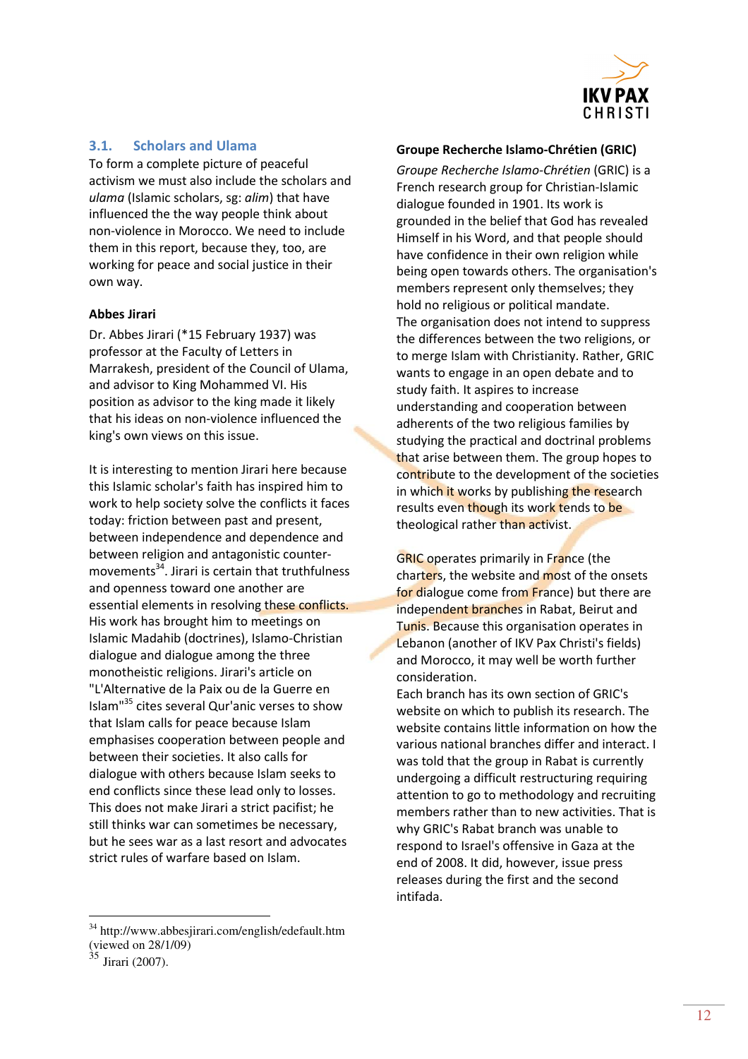## 3.1. Scholars and Ulama

To form a complete picture of peaceful activism we must also include the scholars and *ulama* (Islamic scholars, sg: *alim*) that have influenced the the way people think about non-violence in Morocco. We need to include them in this report, because they, too, are working for peace and social justice in their own way.

**Abbes Jirari**

Dr. Abbes Jirari (*15 February 1937) was professor at the Faculty of Letters in Marrakesh, president of the Council of Ulama, and advisor to King Mohammed VI. His position as advisor to the king made it likely that his ideas on non-violence influenced the king's own views on this issue.

It is interesting to mention Jirari here because this Islamic scholar's faith has inspired him to work to help society solve the conflicts it faces today: friction between past and present, between independence and dependence and between religion and antagonistic counter-movements[34]. Jirari is certain that truthfulness and openness toward one another are essential elements in resolving these conflicts. His work has brought him to meetings on Islamic Madahib (doctrines), Islamo-Christian dialogue and dialogue among the three monotheistic religions. Jirari's article on "L'Alternative de la Paix ou de la Guerre en Islam"[35] cites several Qur'anic verses to show that Islam calls for peace because Islam emphasises cooperation between people and between their societies. It also calls for dialogue with others because Islam seeks to end conflicts since these lead only to losses. This does not make Jirari a strict pacifist; he still thinks war can sometimes be necessary, but he sees war as a last resort and advocates strict rules of warfare based on Islam.

**Groupe Recherche Islamo-Chrétien (GRIC)**

*Groupe Recherche Islamo-Chrétien* (GRIC) is a French research group for Christian-Islamic dialogue founded in 1901. Its work is grounded in the belief that God has revealed Himself in his Word, and that people should have confidence in their own religion while being open towards others. The organisation's members represent only themselves; they hold no religious or political mandate.
The organisation does not intend to suppress the differences between the two religions, or to merge Islam with Christianity. Rather, GRIC wants to engage in an open debate and to study faith. It aspires to increase understanding and cooperation between adherents of the two religious families by studying the practical and doctrinal problems that arise between them. The group hopes to contribute to the development of the societies in which it works by publishing the research results even though its work tends to be theological rather than activist.

GRIC operates primarily in France (the charters, the website and most of the onsets for dialogue come from France) but there are independent branches in Rabat, Beirut and Tunis. Because this organisation operates in Lebanon (another of IKV Pax Christi's fields) and Morocco, it may well be worth further consideration.
Each branch has its own section of GRIC's website on which to publish its research. The website contains little information on how the various national branches differ and interact. I was told that the group in Rabat is currently undergoing a difficult restructuring requiring attention to go to methodology and recruiting members rather than to new activities. That is why GRIC's Rabat branch was unable to respond to Israel's offensive in Gaza at the end of 2008. It did, however, issue press releases during the first and the second intifada.

---

[34] http://www.abbesjirari.com/english/edefault.htm (viewed on 28/1/09)
[35] Jirari (2007).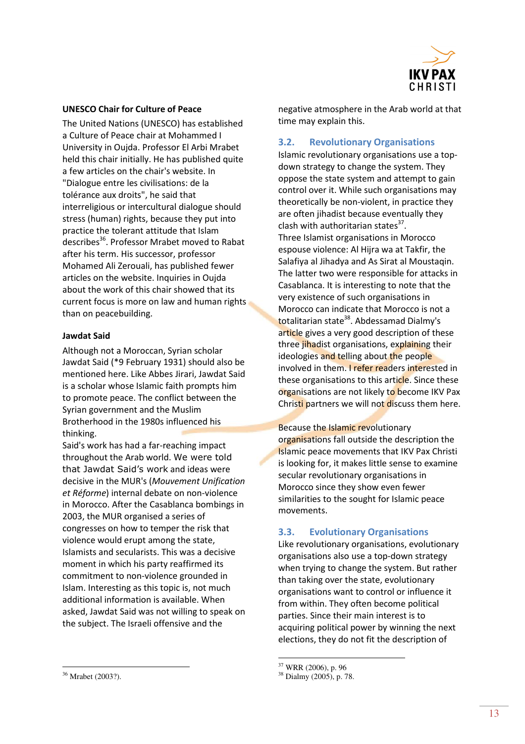**UNESCO Chair for Culture of Peace**

The United Nations (UNESCO) has established a Culture of Peace chair at Mohammed I University in Oujda. Professor El Arbi Mrabet held this chair initially. He has published quite a few articles on the chair's website. In "Dialogue entre les civilisations: de la tolérance aux droits", he said that interreligious or intercultural dialogue should stress (human) rights, because they put into practice the tolerant attitude that Islam describes[36]. Professor Mrabet moved to Rabat after his term. His successor, professor Mohamed Ali Zerouali, has published fewer articles on the website. Inquiries in Oujda about the work of this chair showed that its current focus is more on law and human rights than on peacebuilding.

**Jawdat Said**

Although not a Moroccan, Syrian scholar Jawdat Said (*9 February 1931) should also be mentioned here. Like Abbes Jirari, Jawdat Said is a scholar whose Islamic faith prompts him to promote peace. The conflict between the Syrian government and the Muslim Brotherhood in the 1980s influenced his thinking.

Said's work has had a far-reaching impact throughout the Arab world. We were told that Jawdat Said's work and ideas were decisive in the MUR's (*Mouvement Unification et Réforme*) internal debate on non-violence in Morocco. After the Casablanca bombings in 2003, the MUR organised a series of congresses on how to temper the risk that violence would erupt among the state, Islamists and secularists. This was a decisive moment in which his party reaffirmed its commitment to non-violence grounded in Islam. Interesting as this topic is, not much additional information is available. When asked, Jawdat Said was not willing to speak on the subject. The Israeli offensive and the negative atmosphere in the Arab world at that time may explain this.

## 3.2. Revolutionary Organisations

Islamic revolutionary organisations use a top-down strategy to change the system. They oppose the state system and attempt to gain control over it. While such organisations may theoretically be non-violent, in practice they are often jihadist because eventually they clash with authoritarian states[37].

Three Islamist organisations in Morocco espouse violence: Al Hijra wa at Takfir, the Salafiya al Jihadya and As Sirat al Moustaqin. The latter two were responsible for attacks in Casablanca. It is interesting to note that the very existence of such organisations in Morocco can indicate that Morocco is not a totalitarian state[38]. Abdessamad Dialmy's article gives a very good description of these three jihadist organisations, explaining their ideologies and telling about the people involved in them. I refer readers interested in these organisations to this article. Since these organisations are not likely to become IKV Pax Christi partners we will not discuss them here.

Because the Islamic revolutionary organisations fall outside the description the Islamic peace movements that IKV Pax Christi is looking for, it makes little sense to examine secular revolutionary organisations in Morocco since they show even fewer similarities to the sought for Islamic peace movements.

## 3.3. Evolutionary Organisations

Like revolutionary organisations, evolutionary organisations also use a top-down strategy when trying to change the system. But rather than taking over the state, evolutionary organisations want to control or influence it from within. They often become political parties. Since their main interest is to acquiring political power by winning the next elections, they do not fit the description of

---

[36] Mrabet (2003?).

[37] WRR (2006), p. 96

[38] Dialmy (2005), p. 78.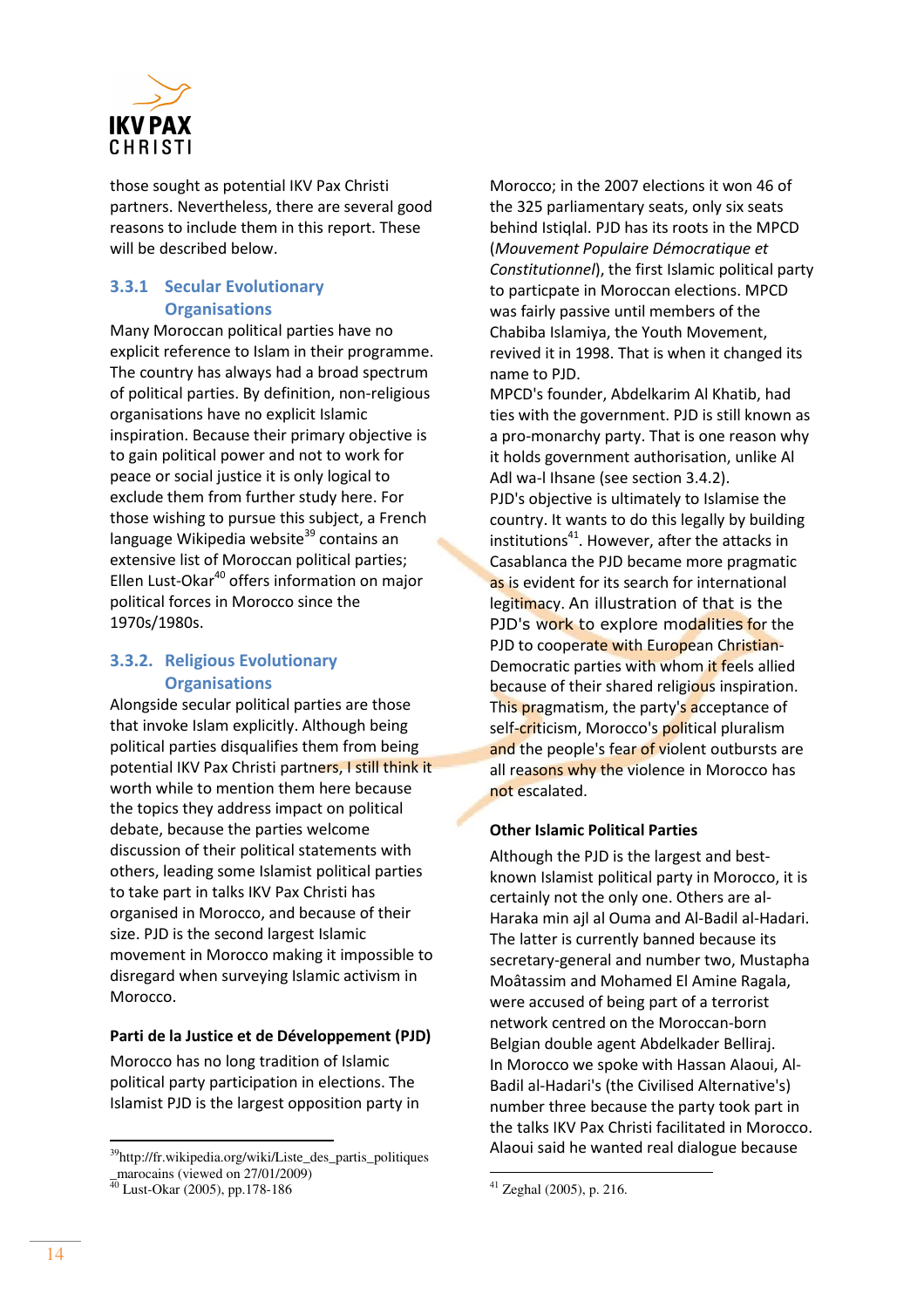those sought as potential IKV Pax Christi partners. Nevertheless, there are several good reasons to include them in this report. These will be described below.

### 3.3.1 Secular Evolutionary Organisations

Many Moroccan political parties have no explicit reference to Islam in their programme. The country has always had a broad spectrum of political parties. By definition, non-religious organisations have no explicit Islamic inspiration. Because their primary objective is to gain political power and not to work for peace or social justice it is only logical to exclude them from further study here. For those wishing to pursue this subject, a French language Wikipedia website[39] contains an extensive list of Moroccan political parties; Ellen Lust-Okar[40] offers information on major political forces in Morocco since the 1970s/1980s.

### 3.3.2. Religious Evolutionary Organisations

Alongside secular political parties are those that invoke Islam explicitly. Although being political parties disqualifies them from being potential IKV Pax Christi partners, I still think it worth while to mention them here because the topics they address impact on political debate, because the parties welcome discussion of their political statements with others, leading some Islamist political parties to take part in talks IKV Pax Christi has organised in Morocco, and because of their size. PJD is the second largest Islamic movement in Morocco making it impossible to disregard when surveying Islamic activism in Morocco.

**Parti de la Justice et de Développement (PJD)**

Morocco has no long tradition of Islamic political party participation in elections. The Islamist PJD is the largest opposition party in Morocco; in the 2007 elections it won 46 of the 325 parliamentary seats, only six seats behind Istiqlal. PJD has its roots in the MPCD (*Mouvement Populaire Démocratique et Constitutionnel*), the first Islamic political party to particpate in Moroccan elections. MPCD was fairly passive until members of the Chabiba Islamiya, the Youth Movement, revived it in 1998. That is when it changed its name to PJD.

MPCD's founder, Abdelkarim Al Khatib, had ties with the government. PJD is still known as a pro-monarchy party. That is one reason why it holds government authorisation, unlike Al Adl wa-l Ihsane (see section 3.4.2).

PJD's objective is ultimately to Islamise the country. It wants to do this legally by building institutions[41]. However, after the attacks in Casablanca the PJD became more pragmatic as is evident for its search for international legitimacy. An illustration of that is the PJD's work to explore modalities for the PJD to cooperate with European Christian-Democratic parties with whom it feels allied because of their shared religious inspiration. This pragmatism, the party's acceptance of self-criticism, Morocco's political pluralism and the people's fear of violent outbursts are all reasons why the violence in Morocco has not escalated.

**Other Islamic Political Parties**

Although the PJD is the largest and best-known Islamist political party in Morocco, it is certainly not the only one. Others are al-Haraka min ajl al Ouma and Al-Badil al-Hadari. The latter is currently banned because its secretary-general and number two, Mustapha Moâtassim and Mohamed El Amine Ragala, were accused of being part of a terrorist network centred on the Moroccan-born Belgian double agent Abdelkader Belliraj.

In Morocco we spoke with Hassan Alaoui, Al-Badil al-Hadari's (the Civilised Alternative's) number three because the party took part in the talks IKV Pax Christi facilitated in Morocco. Alaoui said he wanted real dialogue because

---

[39] http://fr.wikipedia.org/wiki/Liste_des_partis_politiques_marocains (viewed on 27/01/2009)

[40] Lust-Okar (2005), pp.178-186

[41] Zeghal (2005), p. 216.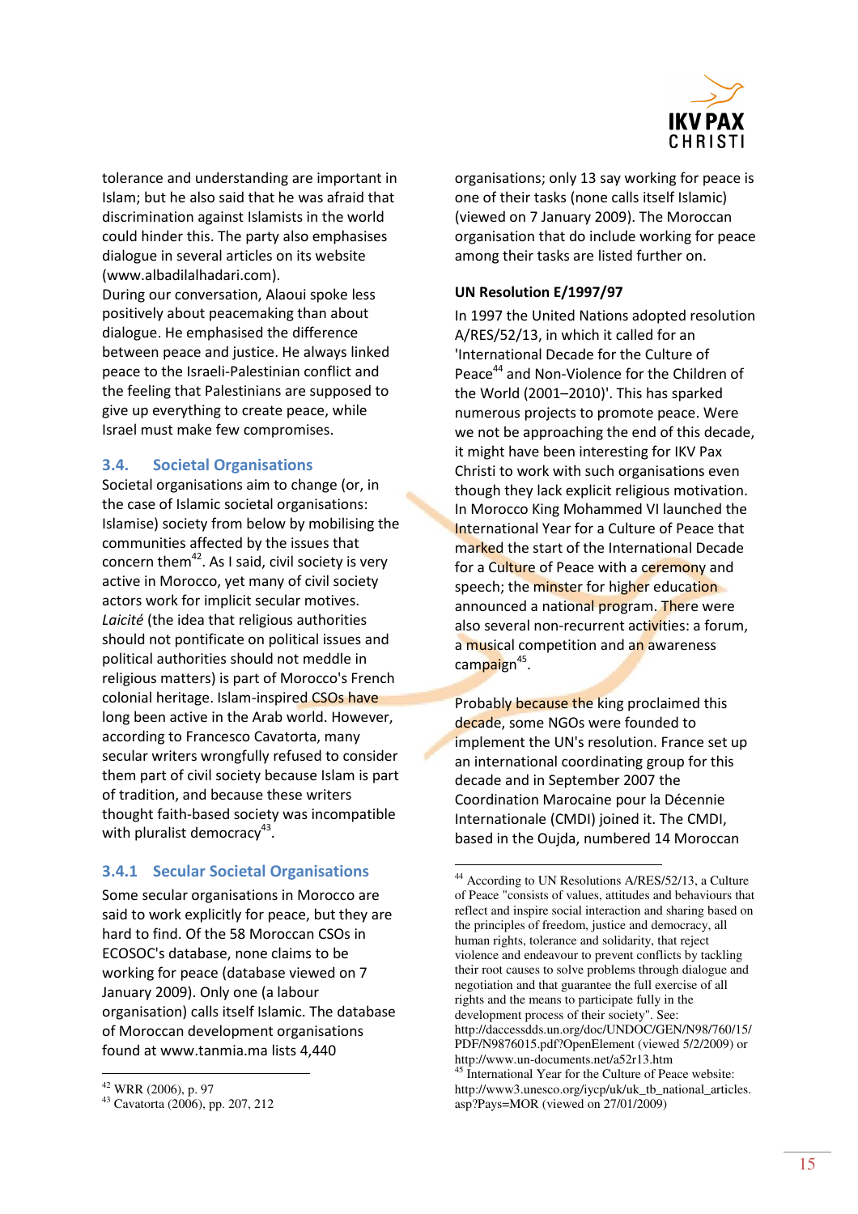tolerance and understanding are important in Islam; but he also said that he was afraid that discrimination against Islamists in the world could hinder this. The party also emphasises dialogue in several articles on its website (www.albadilalhadari.com).

During our conversation, Alaoui spoke less positively about peacemaking than about dialogue. He emphasised the difference between peace and justice. He always linked peace to the Israeli-Palestinian conflict and the feeling that Palestinians are supposed to give up everything to create peace, while Israel must make few compromises.

## 3.4. Societal Organisations

Societal organisations aim to change (or, in the case of Islamic societal organisations: Islamise) society from below by mobilising the communities affected by the issues that concern them[42]. As I said, civil society is very active in Morocco, yet many of civil society actors work for implicit secular motives. *Laicité* (the idea that religious authorities should not pontificate on political issues and political authorities should not meddle in religious matters) is part of Morocco's French colonial heritage. Islam-inspired CSOs have long been active in the Arab world. However, according to Francesco Cavatorta, many secular writers wrongfully refused to consider them part of civil society because Islam is part of tradition, and because these writers thought faith-based society was incompatible with pluralist democracy[43].

### 3.4.1 Secular Societal Organisations

Some secular organisations in Morocco are said to work explicitly for peace, but they are hard to find. Of the 58 Moroccan CSOs in ECOSOC's database, none claims to be working for peace (database viewed on 7 January 2009). Only one (a labour organisation) calls itself Islamic. The database of Moroccan development organisations found at www.tanmia.ma lists 4,440 organisations; only 13 say working for peace is one of their tasks (none calls itself Islamic) (viewed on 7 January 2009). The Moroccan organisation that do include working for peace among their tasks are listed further on.

#### UN Resolution E/1997/97

In 1997 the United Nations adopted resolution A/RES/52/13, in which it called for an 'International Decade for the Culture of Peace[44] and Non-Violence for the Children of the World (2001–2010)'. This has sparked numerous projects to promote peace. Were we not be approaching the end of this decade, it might have been interesting for IKV Pax Christi to work with such organisations even though they lack explicit religious motivation. In Morocco King Mohammed VI launched the International Year for a Culture of Peace that marked the start of the International Decade for a Culture of Peace with a ceremony and speech; the minster for higher education announced a national program. There were also several non-recurrent activities: a forum, a musical competition and an awareness campaign[45].

Probably because the king proclaimed this decade, some NGOs were founded to implement the UN's resolution. France set up an international coordinating group for this decade and in September 2007 the Coordination Marocaine pour la Décennie Internationale (CMDI) joined it. The CMDI, based in the Oujda, numbered 14 Moroccan

---

[42] WRR (2006), p. 97

[43] Cavatorta (2006), pp. 207, 212

[44] According to UN Resolutions A/RES/52/13, a Culture of Peace "consists of values, attitudes and behaviours that reflect and inspire social interaction and sharing based on the principles of freedom, justice and democracy, all human rights, tolerance and solidarity, that reject violence and endeavour to prevent conflicts by tackling their root causes to solve problems through dialogue and negotiation and that guarantee the full exercise of all rights and the means to participate fully in the development process of their society". See: http://daccessdds.un.org/doc/UNDOC/GEN/N98/760/15/PDF/N9876015.pdf?OpenElement (viewed 5/2/2009) or http://www.un-documents.net/a52r13.htm

[45] International Year for the Culture of Peace website: http://www3.unesco.org/iycp/uk/uk_tb_national_articles.asp?Pays=MOR (viewed on 27/01/2009)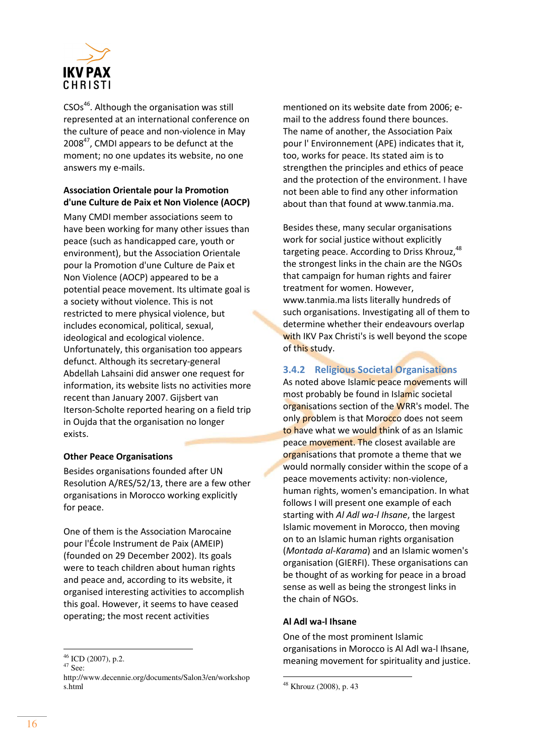CSOs[46]. Although the organisation was still represented at an international conference on the culture of peace and non-violence in May 2008[47], CMDI appears to be defunct at the moment; no one updates its website, no one answers my e-mails.

**Association Orientale pour la Promotion d'une Culture de Paix et Non Violence (AOCP)**

Many CMDI member associations seem to have been working for many other issues than peace (such as handicapped care, youth or environment), but the Association Orientale pour la Promotion d'une Culture de Paix et Non Violence (AOCP) appeared to be a potential peace movement. Its ultimate goal is a society without violence. This is not restricted to mere physical violence, but includes economical, political, sexual, ideological and ecological violence. Unfortunately, this organisation too appears defunct. Although its secretary-general Abdellah Lahsaini did answer one request for information, its website lists no activities more recent than January 2007. Gijsbert van Iterson-Scholte reported hearing on a field trip in Oujda that the organisation no longer exists.

**Other Peace Organisations**

Besides organisations founded after UN Resolution A/RES/52/13, there are a few other organisations in Morocco working explicitly for peace.

One of them is the Association Marocaine pour l'École Instrument de Paix (AMEIP) (founded on 29 December 2002). Its goals were to teach children about human rights and peace and, according to its website, it organised interesting activities to accomplish this goal. However, it seems to have ceased operating; the most recent activities mentioned on its website date from 2006; e-mail to the address found there bounces. The name of another, the Association Paix pour l' Environnement (APE) indicates that it, too, works for peace. Its stated aim is to strengthen the principles and ethics of peace and the protection of the environment. I have not been able to find any other information about than that found at www.tanmia.ma.

Besides these, many secular organisations work for social justice without explicitly targeting peace. According to Driss Khrouz,[48] the strongest links in the chain are the NGOs that campaign for human rights and fairer treatment for women. However, www.tanmia.ma lists literally hundreds of such organisations. Investigating all of them to determine whether their endeavours overlap with IKV Pax Christi's is well beyond the scope of this study.

### 3.4.2 Religious Societal Organisations

As noted above Islamic peace movements will most probably be found in Islamic societal organisations section of the WRR's model. The only problem is that Morocco does not seem to have what we would think of as an Islamic peace movement. The closest available are organisations that promote a theme that we would normally consider within the scope of a peace movements activity: non-violence, human rights, women's emancipation. In what follows I will present one example of each starting with *Al Adl wa-l Ihsane*, the largest Islamic movement in Morocco, then moving on to an Islamic human rights organisation (*Montada al-Karama*) and an Islamic women's organisation (GIERFI). These organisations can be thought of as working for peace in a broad sense as well as being the strongest links in the chain of NGOs.

**Al Adl wa-l Ihsane**

One of the most prominent Islamic organisations in Morocco is Al Adl wa-l Ihsane, meaning movement for spirituality and justice.

---

[46] ICD (2007), p.2.
[47] See: http://www.decennie.org/documents/Salon3/en/workshops.html
[48] Khrouz (2008), p. 43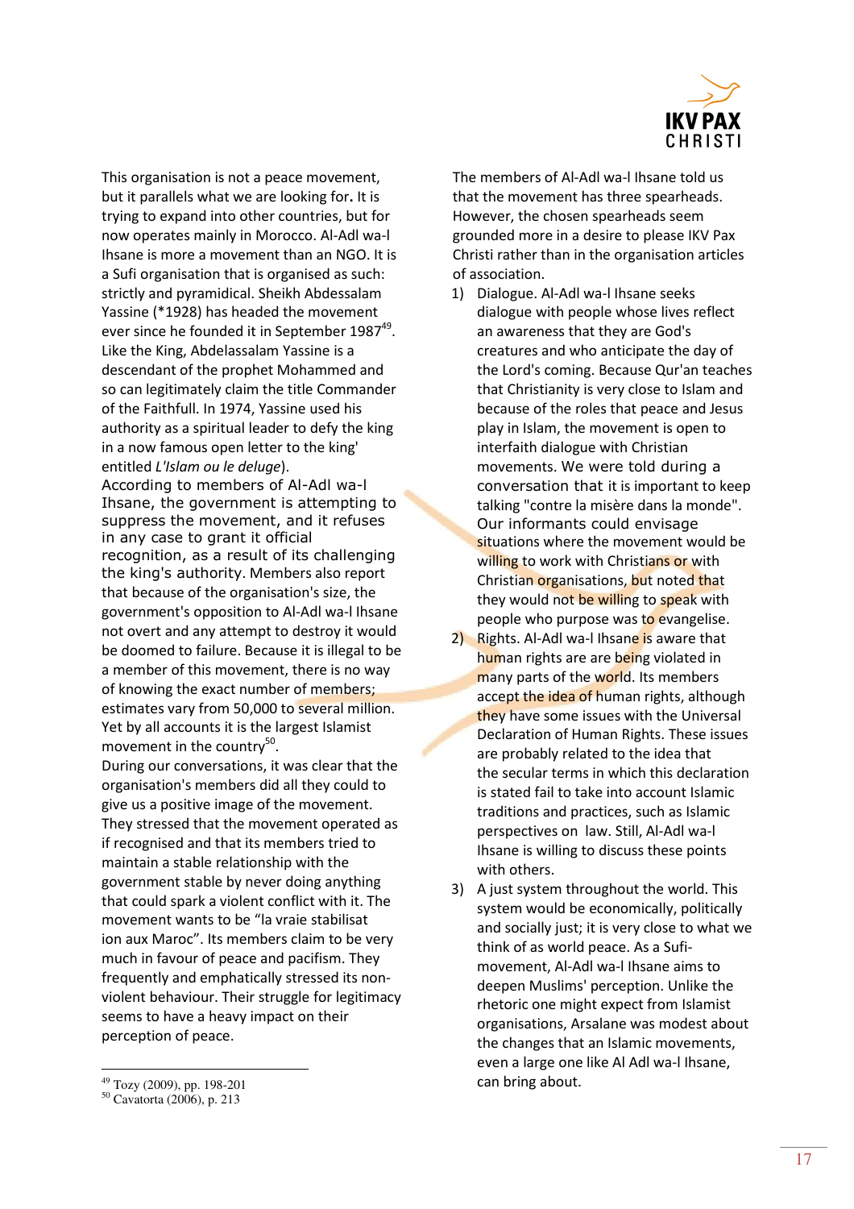This organisation is not a peace movement, but it parallels what we are looking for**.** It is trying to expand into other countries, but for now operates mainly in Morocco. Al-Adl wa-l Ihsane is more a movement than an NGO. It is a Sufi organisation that is organised as such: strictly and pyramidical. Sheikh Abdessalam Yassine (*1928) has headed the movement ever since he founded it in September 1987[49]. Like the King, Abdelassalam Yassine is a descendant of the prophet Mohammed and so can legitimately claim the title Commander of the Faithfull. In 1974, Yassine used his authority as a spiritual leader to defy the king in a now famous open letter to the king' entitled *L'Islam ou le deluge*).

According to members of Al-Adl wa-l Ihsane, the government is attempting to suppress the movement, and it refuses in any case to grant it official recognition, as a result of its challenging the king's authority. Members also report that because of the organisation's size, the government's opposition to Al-Adl wa-l Ihsane not overt and any attempt to destroy it would be doomed to failure. Because it is illegal to be a member of this movement, there is no way of knowing the exact number of members; estimates vary from 50,000 to several million. Yet by all accounts it is the largest Islamist movement in the country[50].

During our conversations, it was clear that the organisation's members did all they could to give us a positive image of the movement. They stressed that the movement operated as if recognised and that its members tried to maintain a stable relationship with the government stable by never doing anything that could spark a violent conflict with it. The movement wants to be "la vraie stabilisat ion aux Maroc". Its members claim to be very much in favour of peace and pacifism. They frequently and emphatically stressed its non-violent behaviour. Their struggle for legitimacy seems to have a heavy impact on their perception of peace.

The members of Al-Adl wa-l Ihsane told us that the movement has three spearheads. However, the chosen spearheads seem grounded more in a desire to please IKV Pax Christi rather than in the organisation articles of association.

1) Dialogue. Al-Adl wa-l Ihsane seeks dialogue with people whose lives reflect an awareness that they are God's creatures and who anticipate the day of the Lord's coming. Because Qur'an teaches that Christianity is very close to Islam and because of the roles that peace and Jesus play in Islam, the movement is open to interfaith dialogue with Christian movements. We were told during a conversation that it is important to keep talking "contre la misère dans la monde". Our informants could envisage situations where the movement would be willing to work with Christians or with Christian organisations, but noted that they would not be willing to speak with people who purpose was to evangelise.
2) Rights. Al-Adl wa-l Ihsane is aware that human rights are are being violated in many parts of the world. Its members accept the idea of human rights, although they have some issues with the Universal Declaration of Human Rights. These issues are probably related to the idea that the secular terms in which this declaration is stated fail to take into account Islamic traditions and practices, such as Islamic perspectives on law. Still, Al-Adl wa-l Ihsane is willing to discuss these points with others.
3) A just system throughout the world. This system would be economically, politically and socially just; it is very close to what we think of as world peace. As a Sufi-movement, Al-Adl wa-l Ihsane aims to deepen Muslims' perception. Unlike the rhetoric one might expect from Islamist organisations, Arsalane was modest about the changes that an Islamic movements, even a large one like Al Adl wa-l Ihsane, can bring about.

---

[49] Tozy (2009), pp. 198-201

[50] Cavatorta (2006), p. 213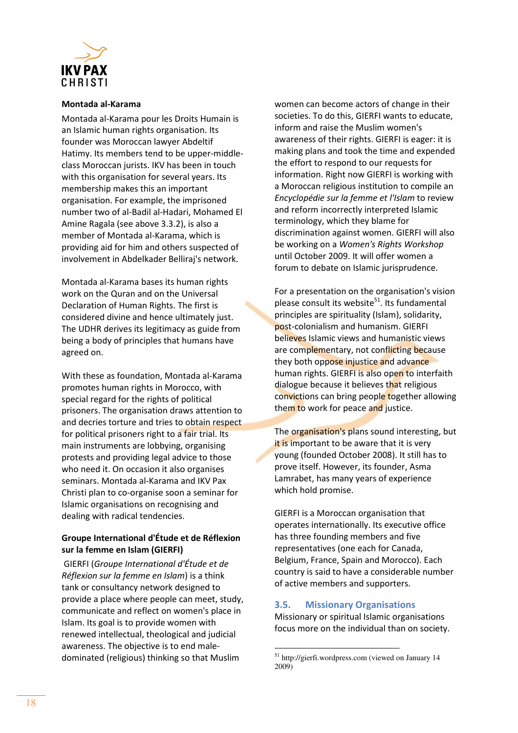#### Montada al-Karama

Montada al-Karama pour les Droits Humain is an Islamic human rights organisation. Its founder was Moroccan lawyer Abdeltif Hatimy. Its members tend to be upper-middle-class Moroccan jurists. IKV has been in touch with this organisation for several years. Its membership makes this an important organisation. For example, the imprisoned number two of al-Badil al-Hadari, Mohamed El Amine Ragala (see above 3.3.2), is also a member of Montada al-Karama, which is providing aid for him and others suspected of involvement in Abdelkader Belliraj's network.

Montada al-Karama bases its human rights work on the Quran and on the Universal Declaration of Human Rights. The first is considered divine and hence ultimately just. The UDHR derives its legitimacy as guide from being a body of principles that humans have agreed on.

With these as foundation, Montada al-Karama promotes human rights in Morocco, with special regard for the rights of political prisoners. The organisation draws attention to and decries torture and tries to obtain respect for political prisoners right to a fair trial. Its main instruments are lobbying, organising protests and providing legal advice to those who need it. On occasion it also organises seminars. Montada al-Karama and IKV Pax Christi plan to co-organise soon a seminar for Islamic organisations on recognising and dealing with radical tendencies.

#### Groupe International d'Étude et de Réflexion sur la femme en Islam (GIERFI)

GIERFI (*Groupe International d'Étude et de Réflexion sur la femme en Islam*) is a think tank or consultancy network designed to provide a place where people can meet, study, communicate and reflect on women's place in Islam. Its goal is to provide women with renewed intellectual, theological and judicial awareness. The objective is to end male-dominated (religious) thinking so that Muslim women can become actors of change in their societies. To do this, GIERFI wants to educate, inform and raise the Muslim women's awareness of their rights. GIERFI is eager: it is making plans and took the time and expended the effort to respond to our requests for information. Right now GIERFI is working with a Moroccan religious institution to compile an *Encyclopédie sur la femme et l'Islam* to review and reform incorrectly interpreted Islamic terminology, which they blame for discrimination against women. GIERFI will also be working on a *Women's Rights Workshop* until October 2009. It will offer women a forum to debate on Islamic jurisprudence.

For a presentation on the organisation's vision please consult its website[51]. Its fundamental principles are spirituality (Islam), solidarity, post-colonialism and humanism. GIERFI believes Islamic views and humanistic views are complementary, not conflicting because they both oppose injustice and advance human rights. GIERFI is also open to interfaith dialogue because it believes that religious convictions can bring people together allowing them to work for peace and justice.

The organisation's plans sound interesting, but it is important to be aware that it is very young (founded October 2008). It still has to prove itself. However, its founder, Asma Lamrabet, has many years of experience which hold promise.

GIERFI is a Moroccan organisation that operates internationally. Its executive office has three founding members and five representatives (one each for Canada, Belgium, France, Spain and Morocco). Each country is said to have a considerable number of active members and supporters.

### 3.5. Missionary Organisations

Missionary or spiritual Islamic organisations focus more on the individual than on society.

---

[51] http://gierfi.wordpress.com (viewed on January 14 2009)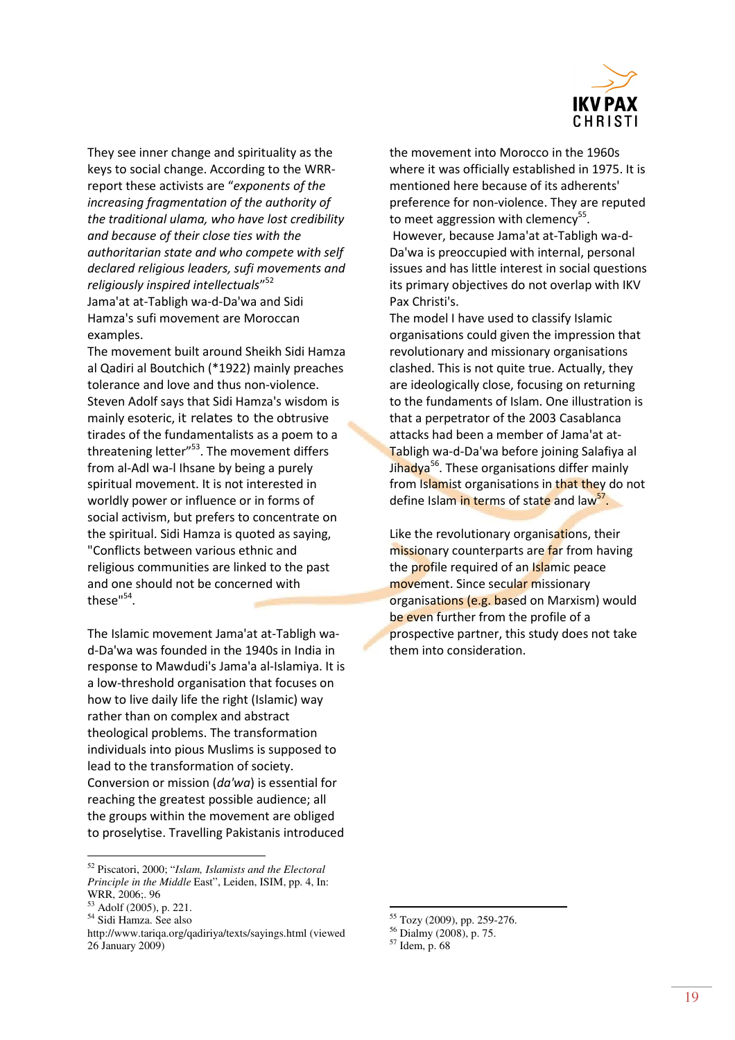They see inner change and spirituality as the keys to social change. According to the WRR-report these activists are "*exponents of the increasing fragmentation of the authority of the traditional ulama, who have lost credibility and because of their close ties with the authoritarian state and who compete with self declared religious leaders, sufi movements and religiously inspired intellectuals*"[52] Jama'at at-Tabligh wa-d-Da'wa and Sidi Hamza's sufi movement are Moroccan examples.

The movement built around Sheikh Sidi Hamza al Qadiri al Boutchich (*1922) mainly preaches tolerance and love and thus non-violence. Steven Adolf says that Sidi Hamza's wisdom is mainly esoteric, it relates to the obtrusive tirades of the fundamentalists as a poem to a threatening letter"[53]. The movement differs from al-Adl wa-l Ihsane by being a purely spiritual movement. It is not interested in worldly power or influence or in forms of social activism, but prefers to concentrate on the spiritual. Sidi Hamza is quoted as saying, "Conflicts between various ethnic and religious communities are linked to the past and one should not be concerned with these"[54].

The Islamic movement Jama'at at-Tabligh wa-d-Da'wa was founded in the 1940s in India in response to Mawdudi's Jama'a al-Islamiya. It is a low-threshold organisation that focuses on how to live daily life the right (Islamic) way rather than on complex and abstract theological problems. The transformation individuals into pious Muslims is supposed to lead to the transformation of society. Conversion or mission (*da'wa*) is essential for reaching the greatest possible audience; all the groups within the movement are obliged to proselytise. Travelling Pakistanis introduced the movement into Morocco in the 1960s where it was officially established in 1975. It is mentioned here because of its adherents' preference for non-violence. They are reputed to meet aggression with clemency[55].

However, because Jama'at at-Tabligh wa-d-Da'wa is preoccupied with internal, personal issues and has little interest in social questions its primary objectives do not overlap with IKV Pax Christi's.

The model I have used to classify Islamic organisations could given the impression that revolutionary and missionary organisations clashed. This is not quite true. Actually, they are ideologically close, focusing on returning to the fundaments of Islam. One illustration is that a perpetrator of the 2003 Casablanca attacks had been a member of Jama'at at-Tabligh wa-d-Da'wa before joining Salafiya al Jihadya[56]. These organisations differ mainly from Islamist organisations in that they do not define Islam in terms of state and law[57].

Like the revolutionary organisations, their missionary counterparts are far from having the profile required of an Islamic peace movement. Since secular missionary organisations (e.g. based on Marxism) would be even further from the profile of a prospective partner, this study does not take them into consideration.

---

[52] Piscatori, 2000; "*Islam, Islamists and the Electoral Principle in the Middle* East", Leiden, ISIM, pp. 4, In: WRR, 2006;. 96

[53] Adolf (2005), p. 221.

[54] Sidi Hamza. See also http://www.tariqa.org/qadiriya/texts/sayings.html (viewed 26 January 2009)

[55] Tozy (2009), pp. 259-276.

[56] Dialmy (2008), p. 75.

[57] Idem, p. 68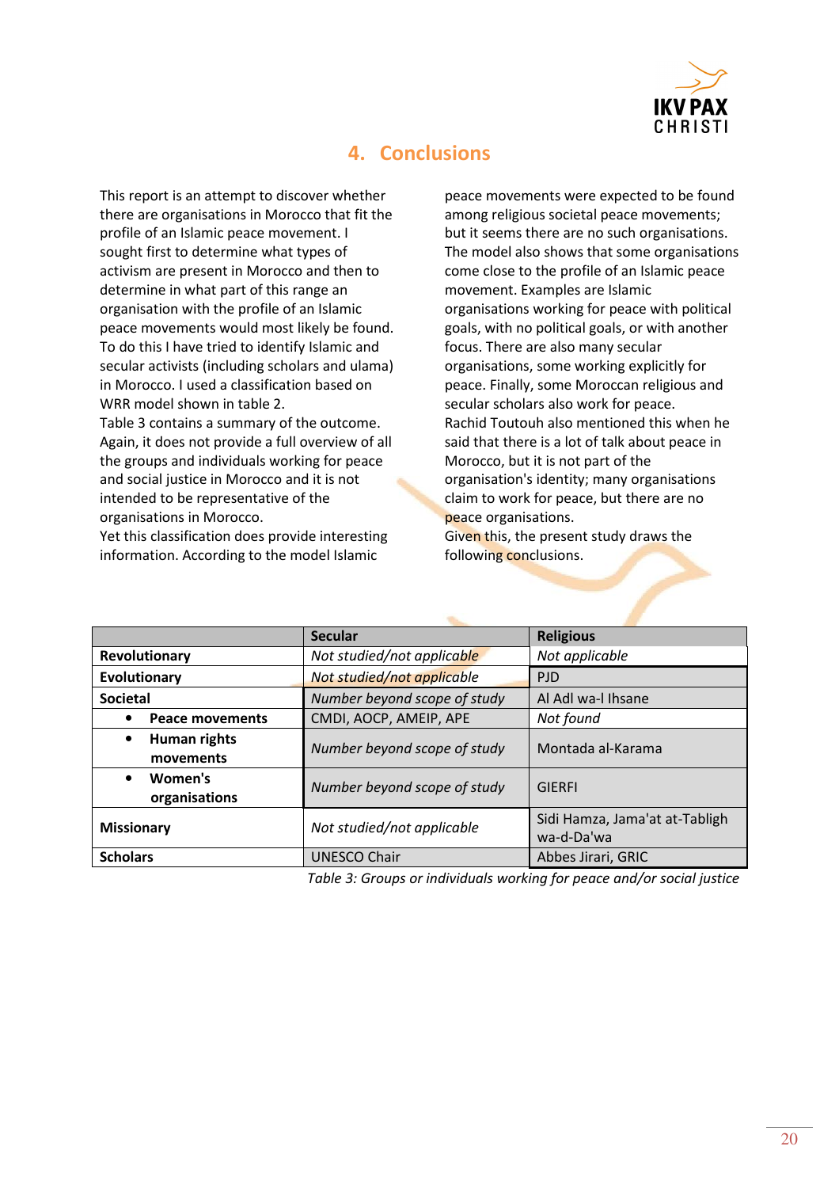## 4. Conclusions

This report is an attempt to discover whether there are organisations in Morocco that fit the profile of an Islamic peace movement. I sought first to determine what types of activism are present in Morocco and then to determine in what part of this range an organisation with the profile of an Islamic peace movements would most likely be found. To do this I have tried to identify Islamic and secular activists (including scholars and ulama) in Morocco. I used a classification based on WRR model shown in table 2.

Table 3 contains a summary of the outcome. Again, it does not provide a full overview of all the groups and individuals working for peace and social justice in Morocco and it is not intended to be representative of the organisations in Morocco.

Yet this classification does provide interesting information. According to the model Islamic peace movements were expected to be found among religious societal peace movements; but it seems there are no such organisations. The model also shows that some organisations come close to the profile of an Islamic peace movement. Examples are Islamic organisations working for peace with political goals, with no political goals, or with another focus. There are also many secular organisations, some working explicitly for peace. Finally, some Moroccan religious and secular scholars also work for peace.

Rachid Toutouh also mentioned this when he said that there is a lot of talk about peace in Morocco, but it is not part of the organisation's identity; many organisations claim to work for peace, but there are no peace organisations.

Given this, the present study draws the following conclusions.

| | **Secular** | **Religious** |
|---|---|---|
| **Revolutionary** | *Not studied/not applicable* | *Not applicable* |
| **Evolutionary** | *Not studied/not applicable* | PJD |
| **Societal** | *Number beyond scope of study* | Al Adl wa-l Ihsane |
| • **Peace movements** | CMDI, AOCP, AMEIP, APE | *Not found* |
| • **Human rights movements** | *Number beyond scope of study* | Montada al-Karama |
| • **Women's organisations** | *Number beyond scope of study* | GIERFI |
| **Missionary** | *Not studied/not applicable* | Sidi Hamza, Jama'at at-Tabligh wa-d-Da'wa |
| **Scholars** | UNESCO Chair | Abbes Jirari, GRIC |

*Table 3: Groups or individuals working for peace and/or social justice*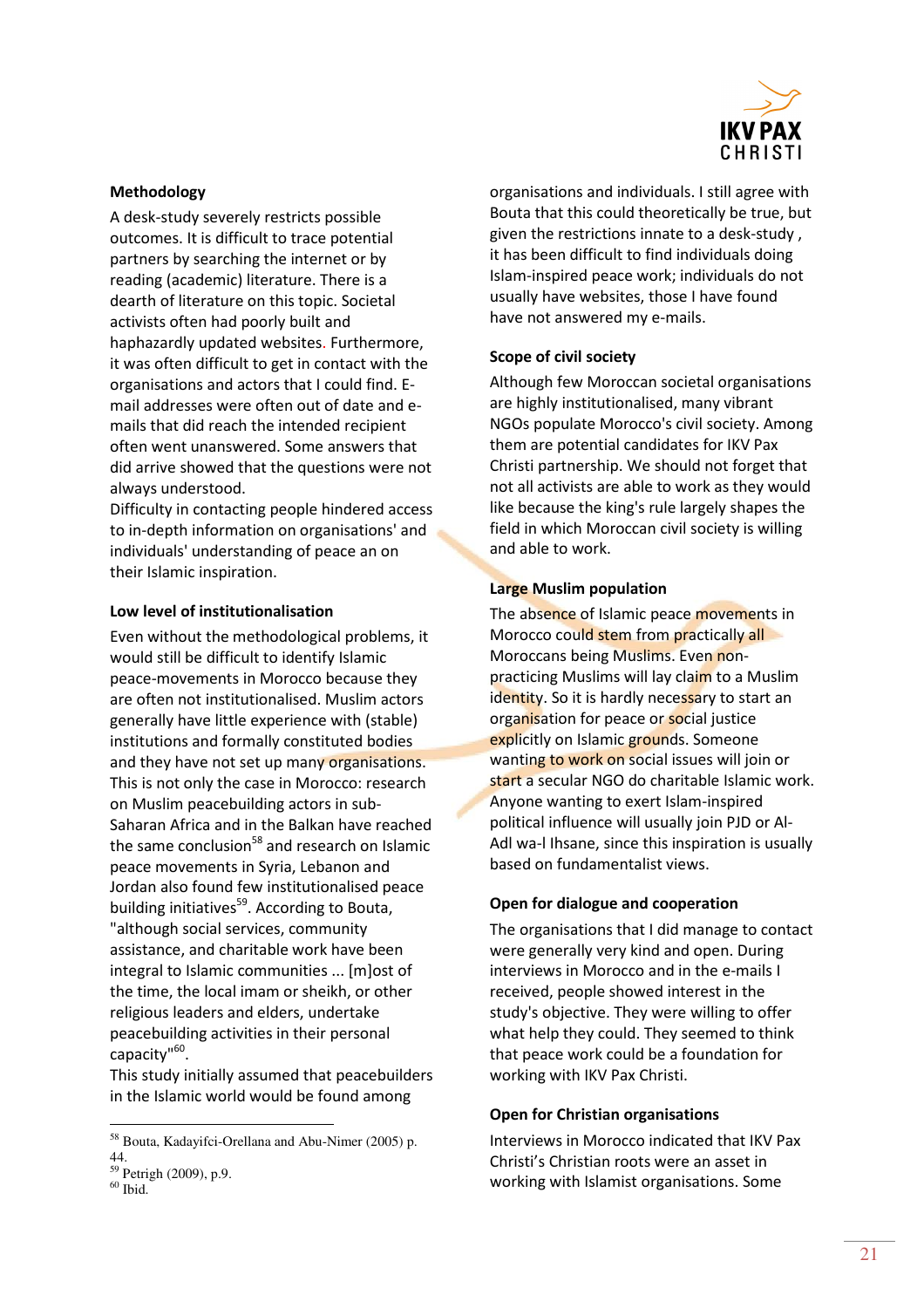**Methodology**

A desk-study severely restricts possible outcomes. It is difficult to trace potential partners by searching the internet or by reading (academic) literature. There is a dearth of literature on this topic. Societal activists often had poorly built and haphazardly updated websites. Furthermore, it was often difficult to get in contact with the organisations and actors that I could find. E-mail addresses were often out of date and e-mails that did reach the intended recipient often went unanswered. Some answers that did arrive showed that the questions were not always understood.

Difficulty in contacting people hindered access to in-depth information on organisations' and individuals' understanding of peace an on their Islamic inspiration.

**Low level of institutionalisation**

Even without the methodological problems, it would still be difficult to identify Islamic peace-movements in Morocco because they are often not institutionalised. Muslim actors generally have little experience with (stable) institutions and formally constituted bodies and they have not set up many organisations. This is not only the case in Morocco: research on Muslim peacebuilding actors in sub-Saharan Africa and in the Balkan have reached the same conclusion[58] and research on Islamic peace movements in Syria, Lebanon and Jordan also found few institutionalised peace building initiatives[59]. According to Bouta, "although social services, community assistance, and charitable work have been integral to Islamic communities ... [m]ost of the time, the local imam or sheikh, or other religious leaders and elders, undertake peacebuilding activities in their personal capacity"[60].

This study initially assumed that peacebuilders in the Islamic world would be found among organisations and individuals. I still agree with Bouta that this could theoretically be true, but given the restrictions innate to a desk-study , it has been difficult to find individuals doing Islam-inspired peace work; individuals do not usually have websites, those I have found have not answered my e-mails.

**Scope of civil society**

Although few Moroccan societal organisations are highly institutionalised, many vibrant NGOs populate Morocco's civil society. Among them are potential candidates for IKV Pax Christi partnership. We should not forget that not all activists are able to work as they would like because the king's rule largely shapes the field in which Moroccan civil society is willing and able to work.

**Large Muslim population**

The absence of Islamic peace movements in Morocco could stem from practically all Moroccans being Muslims. Even non-practicing Muslims will lay claim to a Muslim identity. So it is hardly necessary to start an organisation for peace or social justice explicitly on Islamic grounds. Someone wanting to work on social issues will join or start a secular NGO do charitable Islamic work. Anyone wanting to exert Islam-inspired political influence will usually join PJD or Al-Adl wa-l Ihsane, since this inspiration is usually based on fundamentalist views.

**Open for dialogue and cooperation**

The organisations that I did manage to contact were generally very kind and open. During interviews in Morocco and in the e-mails I received, people showed interest in the study's objective. They were willing to offer what help they could. They seemed to think that peace work could be a foundation for working with IKV Pax Christi.

**Open for Christian organisations**

Interviews in Morocco indicated that IKV Pax Christi's Christian roots were an asset in working with Islamist organisations. Some

---

[58] Bouta, Kadayifci-Orellana and Abu-Nimer (2005) p. 44.

[59] Petrigh (2009), p.9.

[60] Ibid.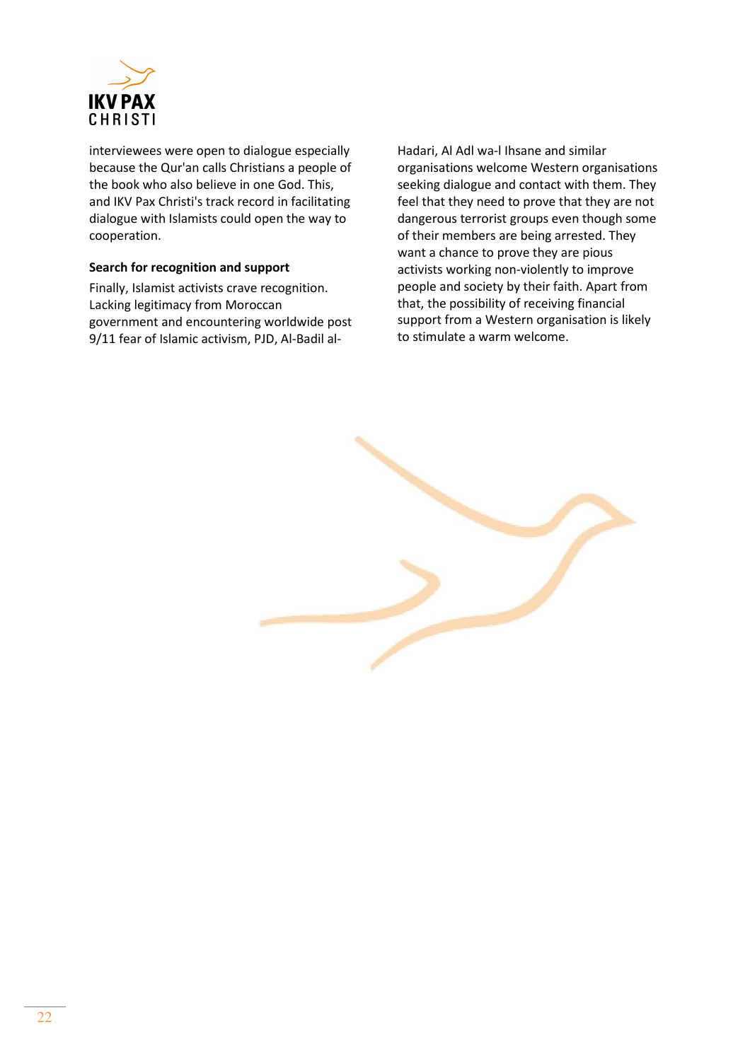interviewees were open to dialogue especially because the Qur'an calls Christians a people of the book who also believe in one God. This, and IKV Pax Christi's track record in facilitating dialogue with Islamists could open the way to cooperation.

**Search for recognition and support**

Finally, Islamist activists crave recognition. Lacking legitimacy from Moroccan government and encountering worldwide post 9/11 fear of Islamic activism, PJD, Al-Badil al-Hadari, Al Adl wa-l Ihsane and similar organisations welcome Western organisations seeking dialogue and contact with them. They feel that they need to prove that they are not dangerous terrorist groups even though some of their members are being arrested. They want a chance to prove they are pious activists working non-violently to improve people and society by their faith. Apart from that, the possibility of receiving financial support from a Western organisation is likely to stimulate a warm welcome.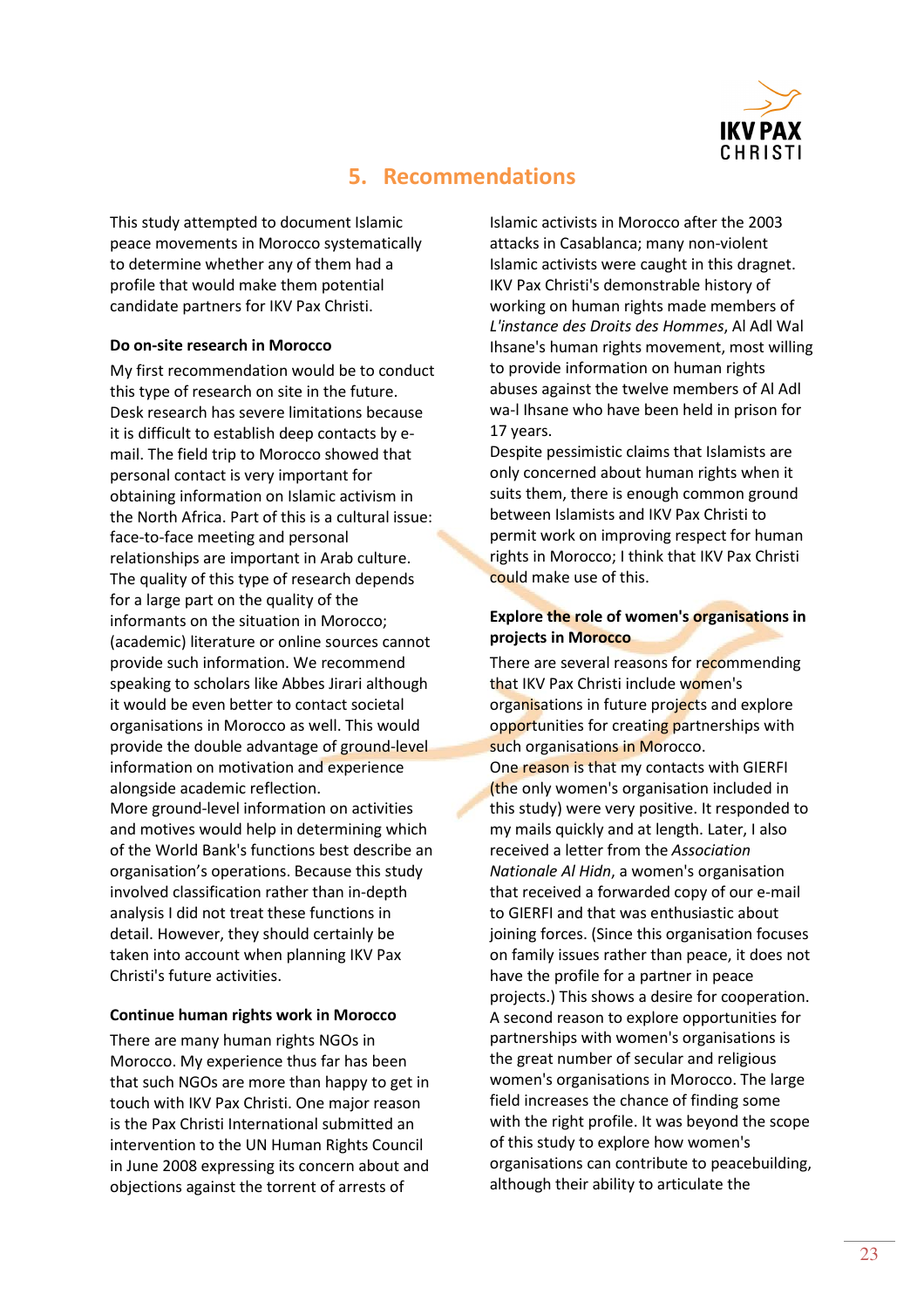## 5. Recommendations

This study attempted to document Islamic peace movements in Morocco systematically to determine whether any of them had a profile that would make them potential candidate partners for IKV Pax Christi.

**Do on-site research in Morocco**

My first recommendation would be to conduct this type of research on site in the future. Desk research has severe limitations because it is difficult to establish deep contacts by e-mail. The field trip to Morocco showed that personal contact is very important for obtaining information on Islamic activism in the North Africa. Part of this is a cultural issue: face-to-face meeting and personal relationships are important in Arab culture. The quality of this type of research depends for a large part on the quality of the informants on the situation in Morocco; (academic) literature or online sources cannot provide such information. We recommend speaking to scholars like Abbes Jirari although it would be even better to contact societal organisations in Morocco as well. This would provide the double advantage of ground-level information on motivation and experience alongside academic reflection.
More ground-level information on activities and motives would help in determining which of the World Bank's functions best describe an organisation's operations. Because this study involved classification rather than in-depth analysis I did not treat these functions in detail. However, they should certainly be taken into account when planning IKV Pax Christi's future activities.

**Continue human rights work in Morocco**

There are many human rights NGOs in Morocco. My experience thus far has been that such NGOs are more than happy to get in touch with IKV Pax Christi. One major reason is the Pax Christi International submitted an intervention to the UN Human Rights Council in June 2008 expressing its concern about and objections against the torrent of arrests of Islamic activists in Morocco after the 2003 attacks in Casablanca; many non-violent Islamic activists were caught in this dragnet. IKV Pax Christi's demonstrable history of working on human rights made members of *L'instance des Droits des Hommes*, Al Adl Wal Ihsane's human rights movement, most willing to provide information on human rights abuses against the twelve members of Al Adl wa-l Ihsane who have been held in prison for 17 years.
Despite pessimistic claims that Islamists are only concerned about human rights when it suits them, there is enough common ground between Islamists and IKV Pax Christi to permit work on improving respect for human rights in Morocco; I think that IKV Pax Christi could make use of this.

**Explore the role of women's organisations in projects in Morocco**

There are several reasons for recommending that IKV Pax Christi include women's organisations in future projects and explore opportunities for creating partnerships with such organisations in Morocco.
One reason is that my contacts with GIERFI (the only women's organisation included in this study) were very positive. It responded to my mails quickly and at length. Later, I also received a letter from the *Association Nationale Al Hidn*, a women's organisation that received a forwarded copy of our e-mail to GIERFI and that was enthusiastic about joining forces. (Since this organisation focuses on family issues rather than peace, it does not have the profile for a partner in peace projects.) This shows a desire for cooperation.
A second reason to explore opportunities for partnerships with women's organisations is the great number of secular and religious women's organisations in Morocco. The large field increases the chance of finding some with the right profile. It was beyond the scope of this study to explore how women's organisations can contribute to peacebuilding, although their ability to articulate the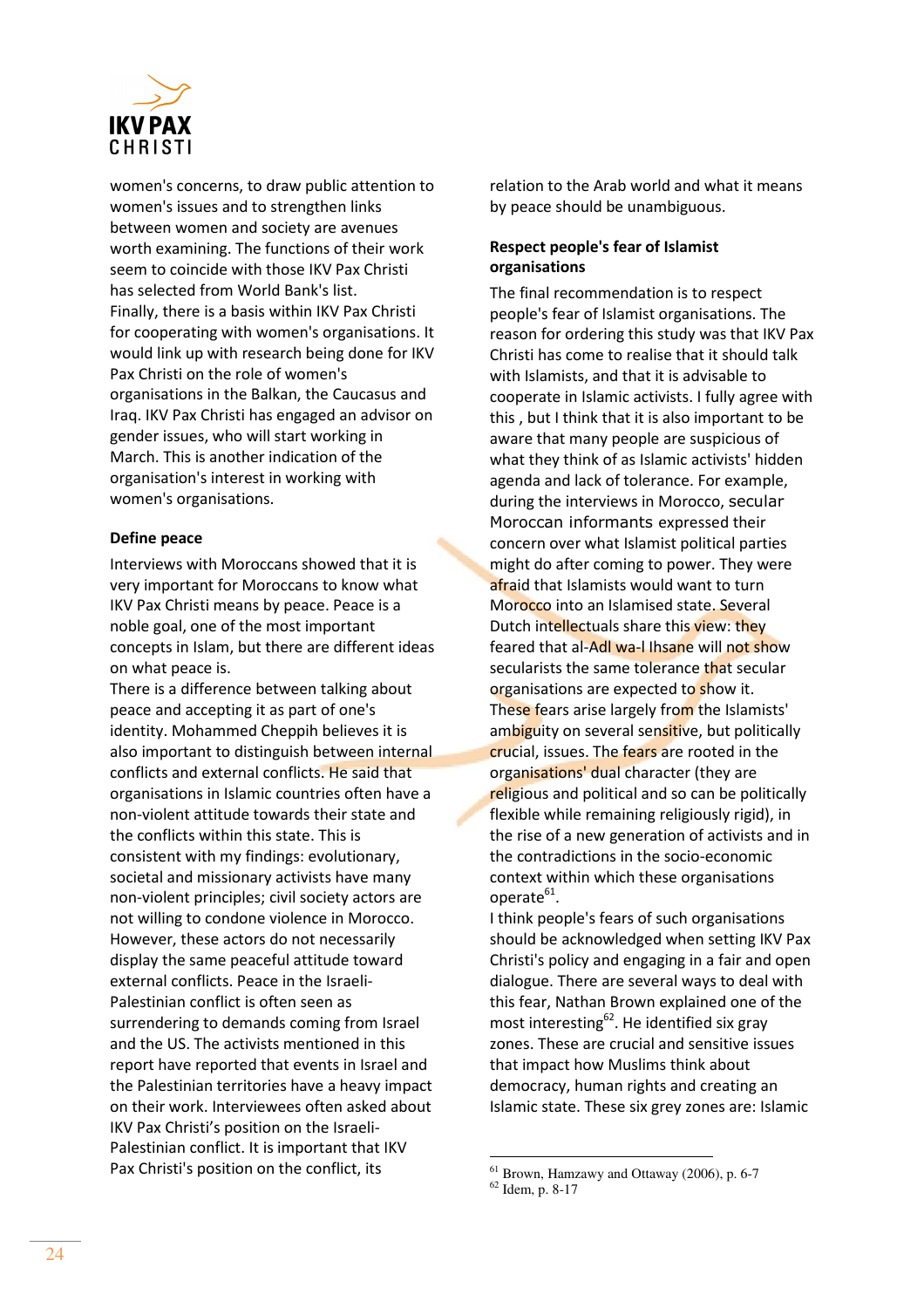women's concerns, to draw public attention to women's issues and to strengthen links between women and society are avenues worth examining. The functions of their work seem to coincide with those IKV Pax Christi has selected from World Bank's list.
Finally, there is a basis within IKV Pax Christi for cooperating with women's organisations. It would link up with research being done for IKV Pax Christi on the role of women's organisations in the Balkan, the Caucasus and Iraq. IKV Pax Christi has engaged an advisor on gender issues, who will start working in March. This is another indication of the organisation's interest in working with women's organisations.

**Define peace**

Interviews with Moroccans showed that it is very important for Moroccans to know what IKV Pax Christi means by peace. Peace is a noble goal, one of the most important concepts in Islam, but there are different ideas on what peace is.
There is a difference between talking about peace and accepting it as part of one's identity. Mohammed Cheppih believes it is also important to distinguish between internal conflicts and external conflicts. He said that organisations in Islamic countries often have a non-violent attitude towards their state and the conflicts within this state. This is consistent with my findings: evolutionary, societal and missionary activists have many non-violent principles; civil society actors are not willing to condone violence in Morocco. However, these actors do not necessarily display the same peaceful attitude toward external conflicts. Peace in the Israeli-Palestinian conflict is often seen as surrendering to demands coming from Israel and the US. The activists mentioned in this report have reported that events in Israel and the Palestinian territories have a heavy impact on their work. Interviewees often asked about IKV Pax Christi's position on the Israeli-Palestinian conflict. It is important that IKV Pax Christi's position on the conflict, its relation to the Arab world and what it means by peace should be unambiguous.

**Respect people's fear of Islamist organisations**

The final recommendation is to respect people's fear of Islamist organisations. The reason for ordering this study was that IKV Pax Christi has come to realise that it should talk with Islamists, and that it is advisable to cooperate in Islamic activists. I fully agree with this , but I think that it is also important to be aware that many people are suspicious of what they think of as Islamic activists' hidden agenda and lack of tolerance. For example, during the interviews in Morocco, secular Moroccan informants expressed their concern over what Islamist political parties might do after coming to power. They were afraid that Islamists would want to turn Morocco into an Islamised state. Several Dutch intellectuals share this view: they feared that al-Adl wa-l Ihsane will not show secularists the same tolerance that secular organisations are expected to show it.
These fears arise largely from the Islamists' ambiguity on several sensitive, but politically crucial, issues. The fears are rooted in the organisations' dual character (they are religious and political and so can be politically flexible while remaining religiously rigid), in the rise of a new generation of activists and in the contradictions in the socio-economic context within which these organisations operate[61].
I think people's fears of such organisations should be acknowledged when setting IKV Pax Christi's policy and engaging in a fair and open dialogue. There are several ways to deal with this fear, Nathan Brown explained one of the most interesting[62]. He identified six gray zones. These are crucial and sensitive issues that impact how Muslims think about democracy, human rights and creating an Islamic state. These six grey zones are: Islamic

[61] Brown, Hamzawy and Ottaway (2006), p. 6-7
[62] Idem, p. 8-17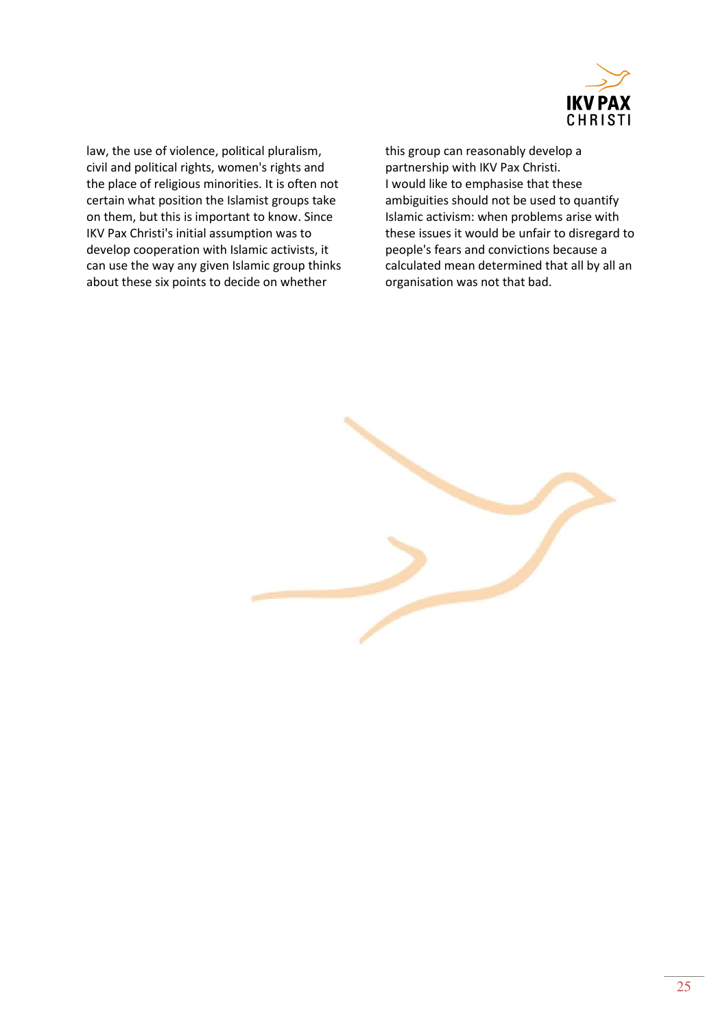law, the use of violence, political pluralism, civil and political rights, women's rights and the place of religious minorities. It is often not certain what position the Islamist groups take on them, but this is important to know. Since IKV Pax Christi's initial assumption was to develop cooperation with Islamic activists, it can use the way any given Islamic group thinks about these six points to decide on whether this group can reasonably develop a partnership with IKV Pax Christi.

I would like to emphasise that these ambiguities should not be used to quantify Islamic activism: when problems arise with these issues it would be unfair to disregard to people's fears and convictions because a calculated mean determined that all by all an organisation was not that bad.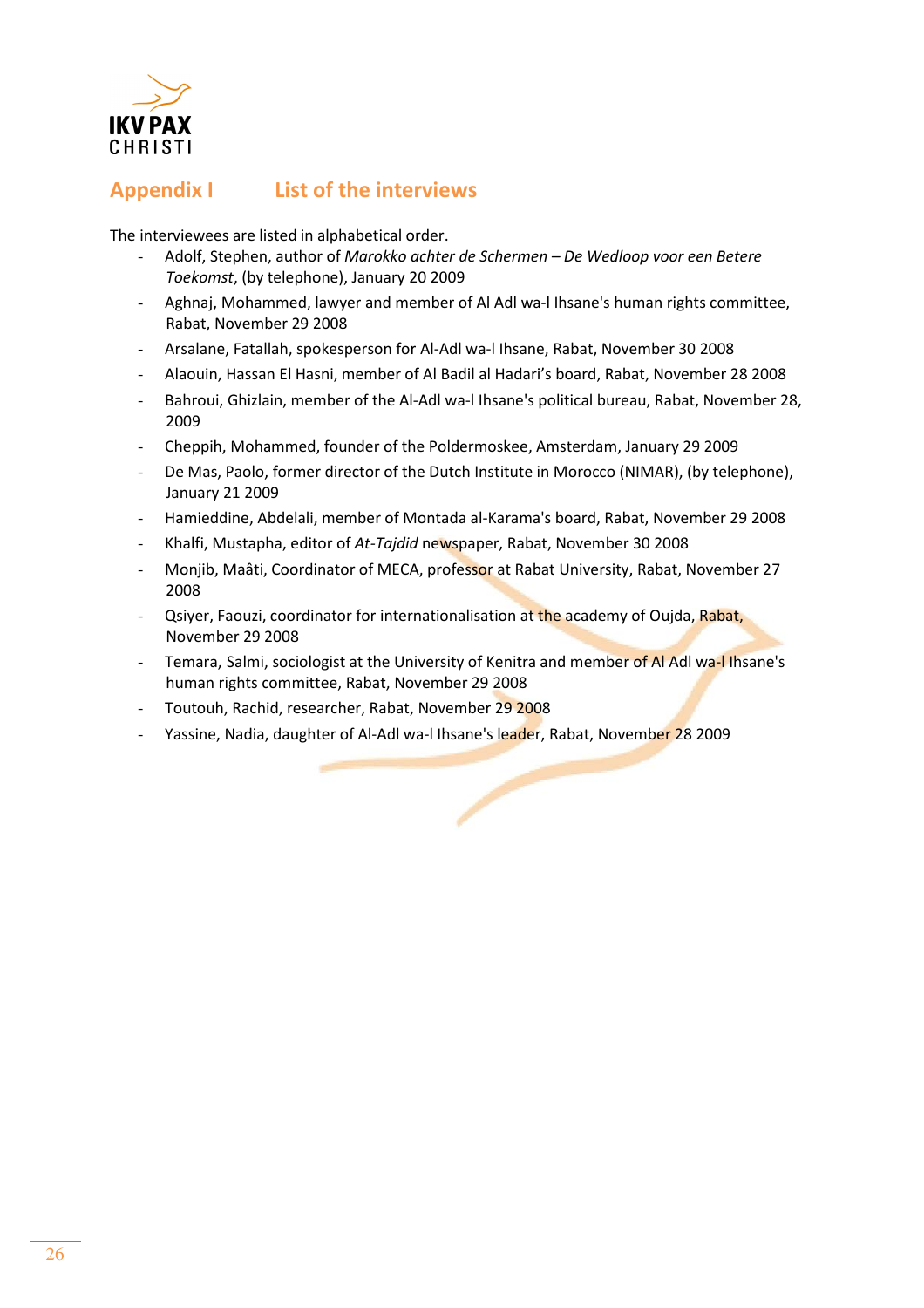# Appendix I List of the interviews

The interviewees are listed in alphabetical order.

- Adolf, Stephen, author of *Marokko achter de Schermen – De Wedloop voor een Betere Toekomst*, (by telephone), January 20 2009
- Aghnaj, Mohammed, lawyer and member of Al Adl wa-l Ihsane's human rights committee, Rabat, November 29 2008
- Arsalane, Fatallah, spokesperson for Al-Adl wa-l Ihsane, Rabat, November 30 2008
- Alaouin, Hassan El Hasni, member of Al Badil al Hadari's board, Rabat, November 28 2008
- Bahroui, Ghizlain, member of the Al-Adl wa-l Ihsane's political bureau, Rabat, November 28, 2009
- Cheppih, Mohammed, founder of the Poldermoskee, Amsterdam, January 29 2009
- De Mas, Paolo, former director of the Dutch Institute in Morocco (NIMAR), (by telephone), January 21 2009
- Hamieddine, Abdelali, member of Montada al-Karama's board, Rabat, November 29 2008
- Khalfi, Mustapha, editor of *At-Tajdid* newspaper, Rabat, November 30 2008
- Monjib, Maâti, Coordinator of MECA, professor at Rabat University, Rabat, November 27 2008
- Qsiyer, Faouzi, coordinator for internationalisation at the academy of Oujda, Rabat, November 29 2008
- Temara, Salmi, sociologist at the University of Kenitra and member of Al Adl wa-l Ihsane's human rights committee, Rabat, November 29 2008
- Toutouh, Rachid, researcher, Rabat, November 29 2008
- Yassine, Nadia, daughter of Al-Adl wa-l Ihsane's leader, Rabat, November 28 2009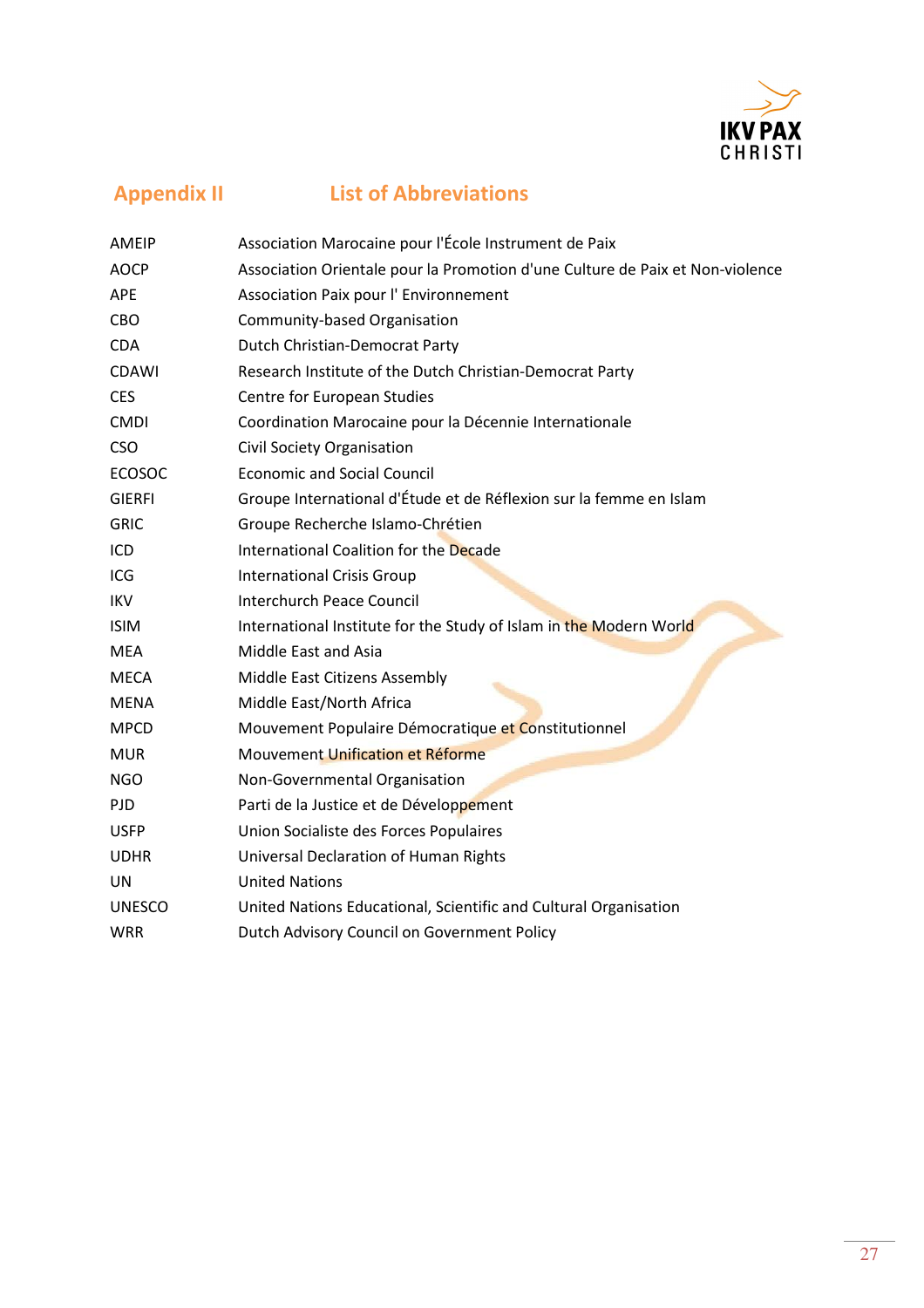## Appendix II List of Abbreviations

| | |
|---|---|
| AMEIP | Association Marocaine pour l'École Instrument de Paix |
| AOCP | Association Orientale pour la Promotion d'une Culture de Paix et Non-violence |
| APE | Association Paix pour l' Environnement |
| CBO | Community-based Organisation |
| CDA | Dutch Christian-Democrat Party |
| CDAWI | Research Institute of the Dutch Christian-Democrat Party |
| CES | Centre for European Studies |
| CMDI | Coordination Marocaine pour la Décennie Internationale |
| CSO | Civil Society Organisation |
| ECOSOC | Economic and Social Council |
| GIERFI | Groupe International d'Étude et de Réflexion sur la femme en Islam |
| GRIC | Groupe Recherche Islamo-Chrétien |
| ICD | International Coalition for the Decade |
| ICG | International Crisis Group |
| IKV | Interchurch Peace Council |
| ISIM | International Institute for the Study of Islam in the Modern World |
| MEA | Middle East and Asia |
| MECA | Middle East Citizens Assembly |
| MENA | Middle East/North Africa |
| MPCD | Mouvement Populaire Démocratique et Constitutionnel |
| MUR | Mouvement Unification et Réforme |
| NGO | Non-Governmental Organisation |
| PJD | Parti de la Justice et de Développement |
| USFP | Union Socialiste des Forces Populaires |
| UDHR | Universal Declaration of Human Rights |
| UN | United Nations |
| UNESCO | United Nations Educational, Scientific and Cultural Organisation |
| WRR | Dutch Advisory Council on Government Policy |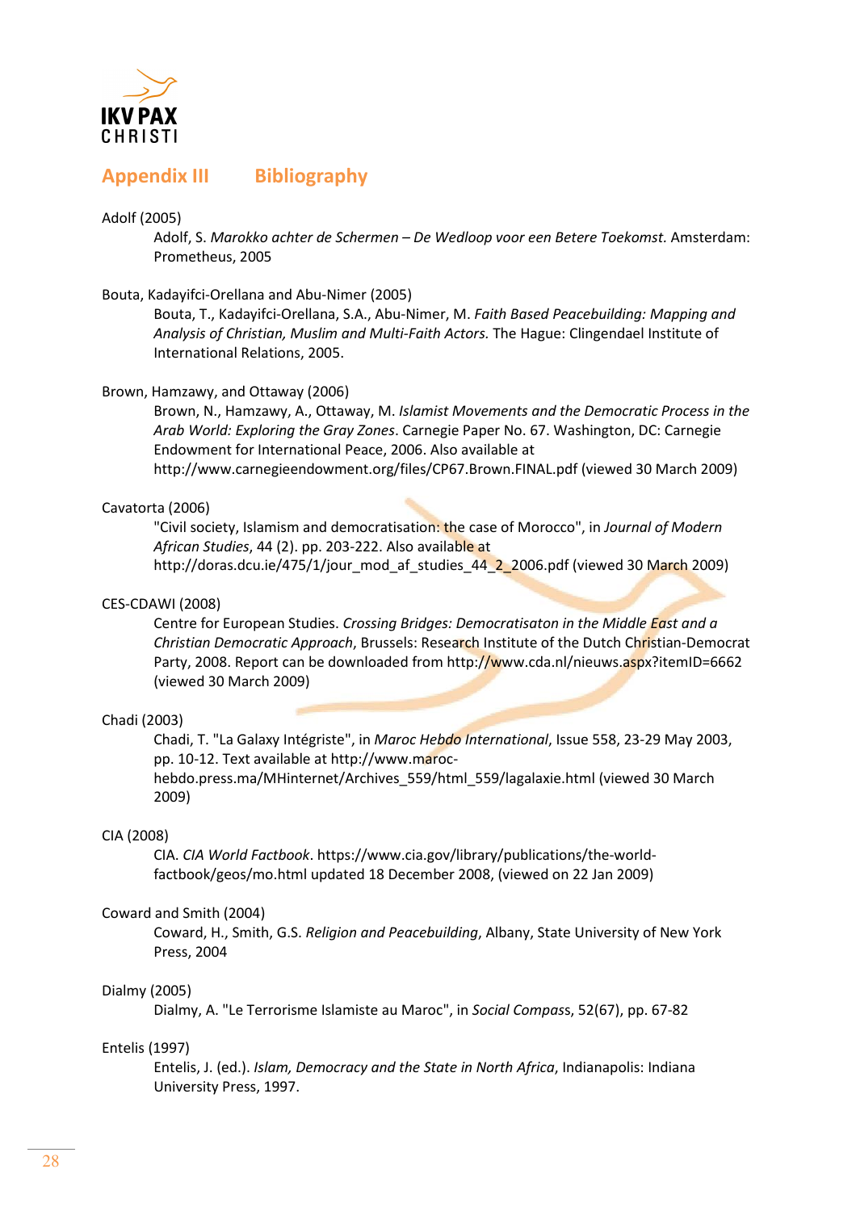## Appendix III Bibliography

Adolf (2005)

Adolf, S. *Marokko achter de Schermen – De Wedloop voor een Betere Toekomst.* Amsterdam: Prometheus, 2005

Bouta, Kadayifci-Orellana and Abu-Nimer (2005)

Bouta, T., Kadayifci-Orellana, S.A., Abu-Nimer, M. *Faith Based Peacebuilding: Mapping and Analysis of Christian, Muslim and Multi-Faith Actors.* The Hague: Clingendael Institute of International Relations, 2005.

Brown, Hamzawy, and Ottaway (2006)

Brown, N., Hamzawy, A., Ottaway, M. *Islamist Movements and the Democratic Process in the Arab World: Exploring the Gray Zones*. Carnegie Paper No. 67. Washington, DC: Carnegie Endowment for International Peace, 2006. Also available at http://www.carnegieendowment.org/files/CP67.Brown.FINAL.pdf (viewed 30 March 2009)

Cavatorta (2006)

"Civil society, Islamism and democratisation: the case of Morocco", in *Journal of Modern African Studies*, 44 (2). pp. 203-222. Also available at http://doras.dcu.ie/475/1/jour_mod_af_studies_44_2_2006.pdf (viewed 30 March 2009)

CES-CDAWI (2008)

Centre for European Studies. *Crossing Bridges: Democratisaton in the Middle East and a Christian Democratic Approach*, Brussels: Research Institute of the Dutch Christian-Democrat Party, 2008. Report can be downloaded from http://www.cda.nl/nieuws.aspx?itemID=6662 (viewed 30 March 2009)

Chadi (2003)

Chadi, T. "La Galaxy Intégriste", in *Maroc Hebdo International*, Issue 558, 23-29 May 2003, pp. 10-12. Text available at http://www.maroc-hebdo.press.ma/MHinternet/Archives_559/html_559/lagalaxie.html (viewed 30 March 2009)

CIA (2008)

CIA. *CIA World Factbook*. https://www.cia.gov/library/publications/the-world-factbook/geos/mo.html updated 18 December 2008, (viewed on 22 Jan 2009)

Coward and Smith (2004)

Coward, H., Smith, G.S. *Religion and Peacebuilding*, Albany, State University of New York Press, 2004

Dialmy (2005)

Dialmy, A. "Le Terrorisme Islamiste au Maroc", in *Social Compass*, 52(67), pp. 67-82

Entelis (1997)

Entelis, J. (ed.). *Islam, Democracy and the State in North Africa*, Indianapolis: Indiana University Press, 1997.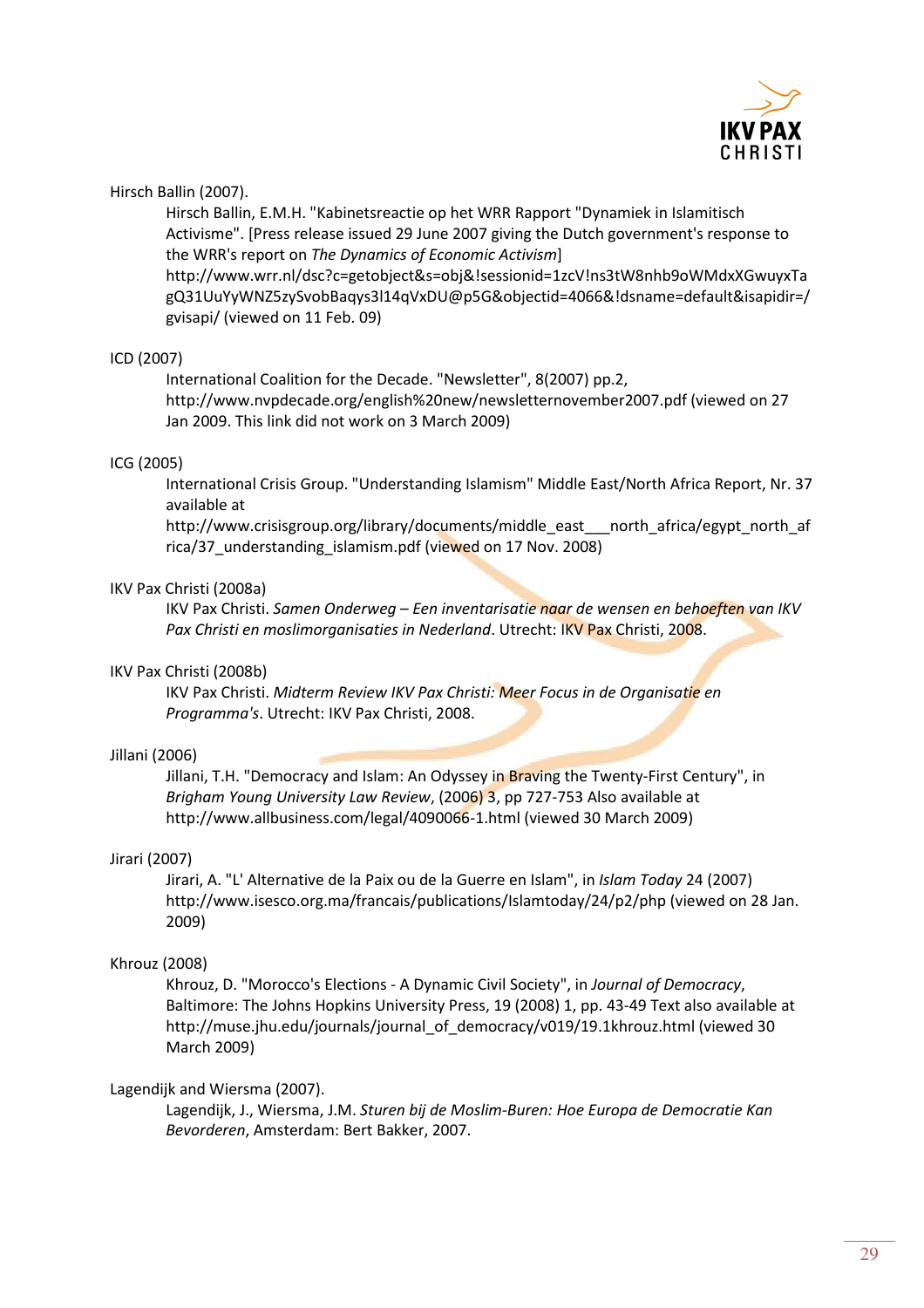Hirsch Ballin (2007).

Hirsch Ballin, E.M.H. "Kabinetsreactie op het WRR Rapport "Dynamiek in Islamitisch Activisme". [Press release issued 29 June 2007 giving the Dutch government's response to the WRR's report on *The Dynamics of Economic Activism*] http://www.wrr.nl/dsc?c=getobject&s=obj&!sessionid=1zcV!ns3tW8nhb9oWMdxXGwuyxTagQ31UuYyWNZ5zySvobBaqys3l14qVxDU@p5G&objectid=4066&!dsname=default&isapidir=/gvisapi/ (viewed on 11 Feb. 09)

ICD (2007)

International Coalition for the Decade. "Newsletter", 8(2007) pp.2, http://www.nvpdecade.org/english%20new/newsletternovember2007.pdf (viewed on 27 Jan 2009. This link did not work on 3 March 2009)

ICG (2005)

International Crisis Group. "Understanding Islamism" Middle East/North Africa Report, Nr. 37 available at http://www.crisisgroup.org/library/documents/middle_east___north_africa/egypt_north_africa/37_understanding_islamism.pdf (viewed on 17 Nov. 2008)

IKV Pax Christi (2008a)

IKV Pax Christi. *Samen Onderweg – Een inventarisatie naar de wensen en behoeften van IKV Pax Christi en moslimorganisaties in Nederland*. Utrecht: IKV Pax Christi, 2008.

IKV Pax Christi (2008b)

IKV Pax Christi. *Midterm Review IKV Pax Christi: Meer Focus in de Organisatie en Programma's*. Utrecht: IKV Pax Christi, 2008.

Jillani (2006)

Jillani, T.H. "Democracy and Islam: An Odyssey in Braving the Twenty-First Century", in *Brigham Young University Law Review*, (2006) 3, pp 727-753 Also available at http://www.allbusiness.com/legal/4090066-1.html (viewed 30 March 2009)

Jirari (2007)

Jirari, A. "L' Alternative de la Paix ou de la Guerre en Islam", in *Islam Today* 24 (2007) http://www.isesco.org.ma/francais/publications/Islamtoday/24/p2/php (viewed on 28 Jan. 2009)

Khrouz (2008)

Khrouz, D. "Morocco's Elections - A Dynamic Civil Society", in *Journal of Democracy*, Baltimore: The Johns Hopkins University Press, 19 (2008) 1, pp. 43-49 Text also available at http://muse.jhu.edu/journals/journal_of_democracy/v019/19.1khrouz.html (viewed 30 March 2009)

Lagendijk and Wiersma (2007).

Lagendijk, J., Wiersma, J.M. *Sturen bij de Moslim-Buren: Hoe Europa de Democratie Kan Bevorderen*, Amsterdam: Bert Bakker, 2007.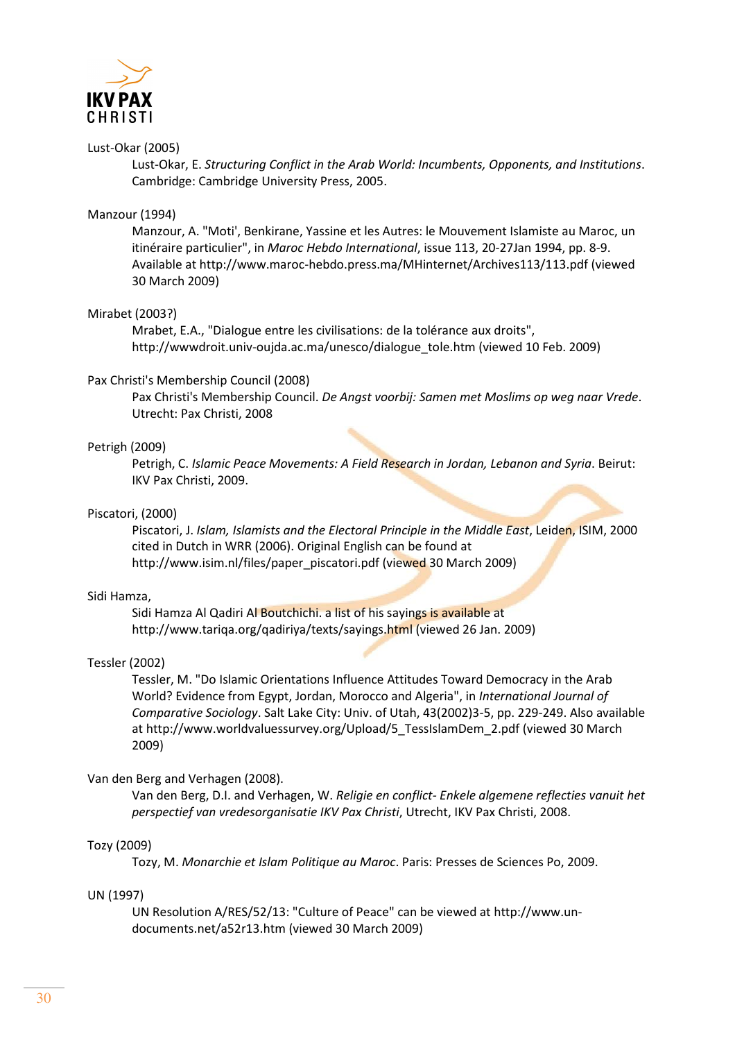Lust-Okar (2005)

Lust-Okar, E. *Structuring Conflict in the Arab World: Incumbents, Opponents, and Institutions*. Cambridge: Cambridge University Press, 2005.

Manzour (1994)

Manzour, A. "Moti', Benkirane, Yassine et les Autres: le Mouvement Islamiste au Maroc, un itinéraire particulier", in *Maroc Hebdo International*, issue 113, 20-27Jan 1994, pp. 8-9. Available at http://www.maroc-hebdo.press.ma/MHinternet/Archives113/113.pdf (viewed 30 March 2009)

Mirabet (2003?)

Mrabet, E.A., "Dialogue entre les civilisations: de la tolérance aux droits", http://wwwdroit.univ-oujda.ac.ma/unesco/dialogue_tole.htm (viewed 10 Feb. 2009)

Pax Christi's Membership Council (2008)

Pax Christi's Membership Council. *De Angst voorbij: Samen met Moslims op weg naar Vrede*. Utrecht: Pax Christi, 2008

Petrigh (2009)

Petrigh, C. *Islamic Peace Movements: A Field Research in Jordan, Lebanon and Syria*. Beirut: IKV Pax Christi, 2009.

Piscatori, (2000)

Piscatori, J. *Islam, Islamists and the Electoral Principle in the Middle East*, Leiden, ISIM, 2000 cited in Dutch in WRR (2006). Original English can be found at http://www.isim.nl/files/paper_piscatori.pdf (viewed 30 March 2009)

Sidi Hamza,

Sidi Hamza Al Qadiri Al Boutchichi. a list of his sayings is available at http://www.tariqa.org/qadiriya/texts/sayings.html (viewed 26 Jan. 2009)

Tessler (2002)

Tessler, M. "Do Islamic Orientations Influence Attitudes Toward Democracy in the Arab World? Evidence from Egypt, Jordan, Morocco and Algeria", in *International Journal of Comparative Sociology*. Salt Lake City: Univ. of Utah, 43(2002)3-5, pp. 229-249. Also available at http://www.worldvaluessurvey.org/Upload/5_TessIslamDem_2.pdf (viewed 30 March 2009)

Van den Berg and Verhagen (2008).

Van den Berg, D.I. and Verhagen, W. *Religie en conflict- Enkele algemene reflecties vanuit het perspectief van vredesorganisatie IKV Pax Christi*, Utrecht, IKV Pax Christi, 2008.

Tozy (2009)

Tozy, M. *Monarchie et Islam Politique au Maroc*. Paris: Presses de Sciences Po, 2009.

UN (1997)

UN Resolution A/RES/52/13: "Culture of Peace" can be viewed at http://www.un-documents.net/a52r13.htm (viewed 30 March 2009)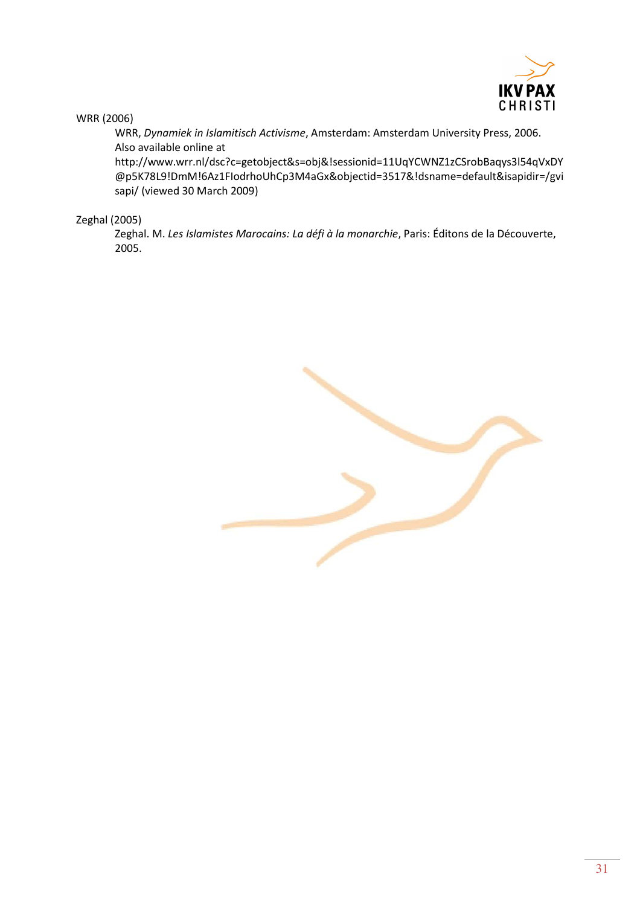WRR (2006)

WRR, *Dynamiek in Islamitisch Activisme*, Amsterdam: Amsterdam University Press, 2006. Also available online at http://www.wrr.nl/dsc?c=getobject&s=obj&!sessionid=11UqYCWNZ1zCSrobBaqys3l54qVxDY@p5K78L9!DmM!6Az1FIodrhoUhCp3M4aGx&objectid=3517&!dsname=default&isapidir=/gvisapi/ (viewed 30 March 2009)

Zeghal (2005)

Zeghal. M. *Les Islamistes Marocains: La défi à la monarchie*, Paris: Éditons de la Découverte, 2005.